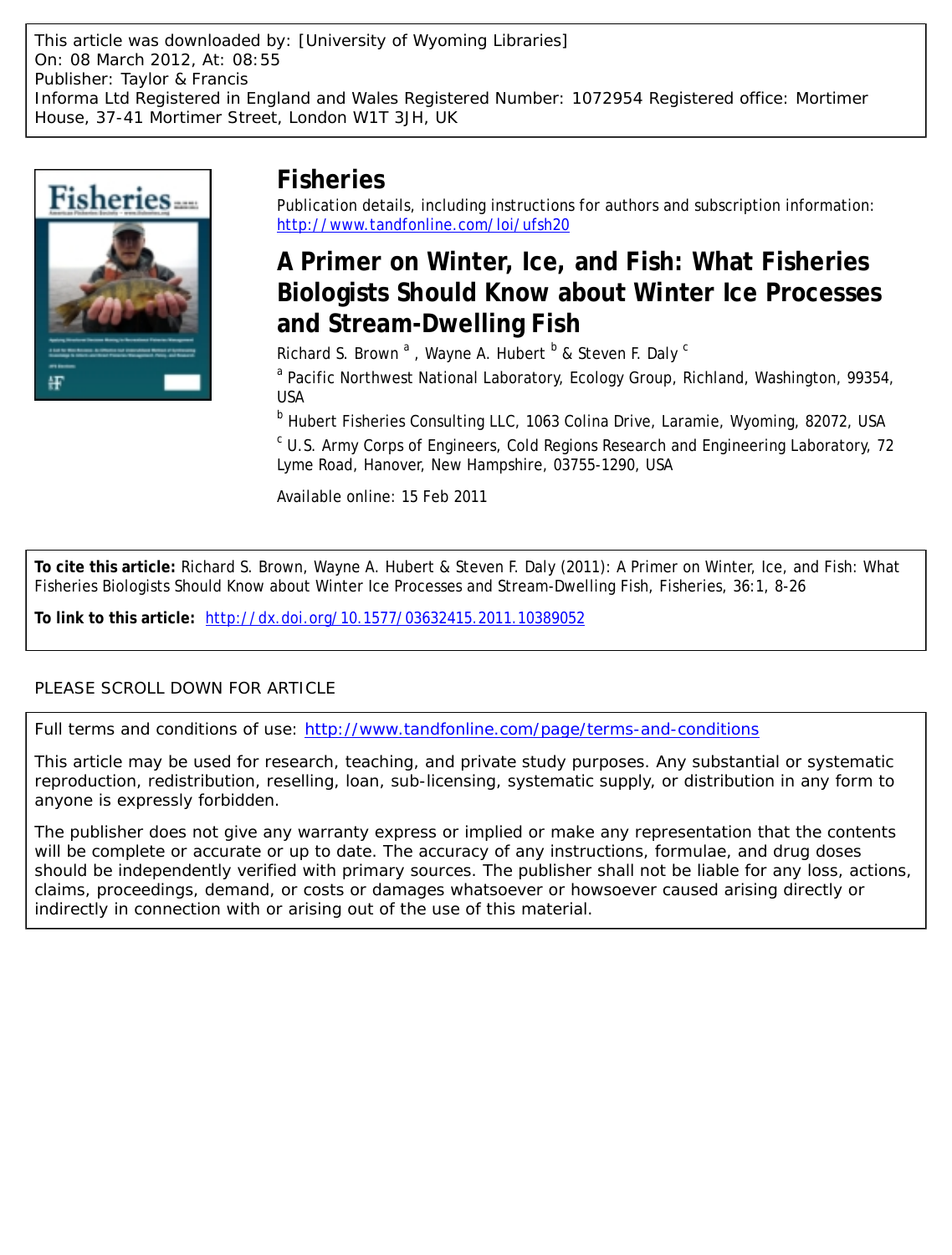This article was downloaded by: [University of Wyoming Libraries]
On: 08 March 2012, At: 08:55
Publisher: Taylor & Francis
Informa Ltd Registered in England and Wales Registered Number: 1072954 Registered office: Mortimer House, 37-41 Mortimer Street, London W1T 3JH, UK

# Fisheries

Publication details, including instructions for authors and subscription information:
http://www.tandfonline.com/loi/ufsh20

## A Primer on Winter, Ice, and Fish: What Fisheries Biologists Should Know about Winter Ice Processes and Stream-Dwelling Fish

Richard S. Brown [a] , Wayne A. Hubert [b] & Steven F. Daly [c]

[a] Pacific Northwest National Laboratory, Ecology Group, Richland, Washington, 99354, USA

[b] Hubert Fisheries Consulting LLC, 1063 Colina Drive, Laramie, Wyoming, 82072, USA

[c] U.S. Army Corps of Engineers, Cold Regions Research and Engineering Laboratory, 72 Lyme Road, Hanover, New Hampshire, 03755-1290, USA

Available online: 15 Feb 2011

**To cite this article:** Richard S. Brown, Wayne A. Hubert & Steven F. Daly (2011): A Primer on Winter, Ice, and Fish: What Fisheries Biologists Should Know about Winter Ice Processes and Stream-Dwelling Fish, Fisheries, 36:1, 8-26

**To link to this article:** http://dx.doi.org/10.1577/03632415.2011.10389052

PLEASE SCROLL DOWN FOR ARTICLE

Full terms and conditions of use: http://www.tandfonline.com/page/terms-and-conditions

This article may be used for research, teaching, and private study purposes. Any substantial or systematic reproduction, redistribution, reselling, loan, sub-licensing, systematic supply, or distribution in any form to anyone is expressly forbidden.

The publisher does not give any warranty express or implied or make any representation that the contents will be complete or accurate or up to date. The accuracy of any instructions, formulae, and drug doses should be independently verified with primary sources. The publisher shall not be liable for any loss, actions, claims, proceedings, demand, or costs or damages whatsoever or howsoever caused arising directly or indirectly in connection with or arising out of the use of this material.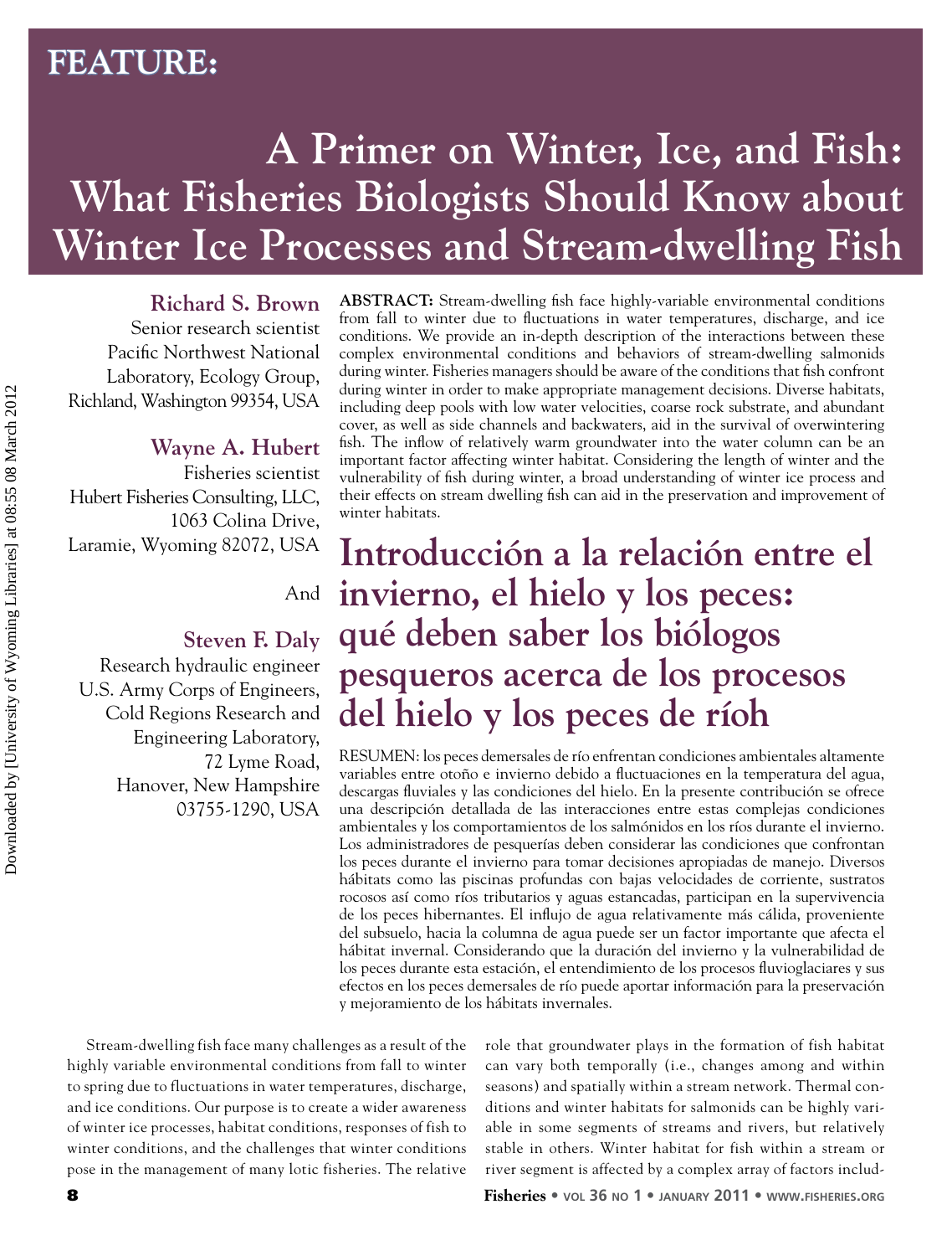FEATURE:

# A Primer on Winter, Ice, and Fish: What Fisheries Biologists Should Know about Winter Ice Processes and Stream-dwelling Fish

**Richard S. Brown**
Senior research scientist
Pacific Northwest National Laboratory, Ecology Group,
Richland, Washington 99354, USA

**Wayne A. Hubert**
Fisheries scientist
Hubert Fisheries Consulting, LLC,
1063 Colina Drive,
Laramie, Wyoming 82072, USA

And

**Steven F. Daly**
Research hydraulic engineer
U.S. Army Corps of Engineers,
Cold Regions Research and Engineering Laboratory,
72 Lyme Road,
Hanover, New Hampshire
03755-1290, USA

**ABSTRACT:** Stream-dwelling fish face highly-variable environmental conditions from fall to winter due to fluctuations in water temperatures, discharge, and ice conditions. We provide an in-depth description of the interactions between these complex environmental conditions and behaviors of stream-dwelling salmonids during winter. Fisheries managers should be aware of the conditions that fish confront during winter in order to make appropriate management decisions. Diverse habitats, including deep pools with low water velocities, coarse rock substrate, and abundant cover, as well as side channels and backwaters, aid in the survival of overwintering fish. The inflow of relatively warm groundwater into the water column can be an important factor affecting winter habitat. Considering the length of winter and the vulnerability of fish during winter, a broad understanding of winter ice process and their effects on stream dwelling fish can aid in the preservation and improvement of winter habitats.

## Introducción a la relación entre el invierno, el hielo y los peces: qué deben saber los biólogos pesqueros acerca de los procesos del hielo y los peces de ríoh

RESUMEN: los peces demersales de río enfrentan condiciones ambientales altamente variables entre otoño e invierno debido a fluctuaciones en la temperatura del agua, descargas fluviales y las condiciones del hielo. En la presente contribución se ofrece una descripción detallada de las interacciones entre estas complejas condiciones ambientales y los comportamientos de los salmónidos en los ríos durante el invierno. Los administradores de pesquerías deben considerar las condiciones que confrontan los peces durante el invierno para tomar decisiones apropiadas de manejo. Diversos hábitats como las piscinas profundas con bajas velocidades de corriente, sustratos rocosos así como ríos tributarios y aguas estancadas, participan en la supervivencia de los peces hibernantes. El influjo de agua relativamente más cálida, proveniente del subsuelo, hacia la columna de agua puede ser un factor importante que afecta el hábitat invernal. Considerando que la duración del invierno y la vulnerabilidad de los peces durante esta estación, el entendimiento de los procesos fluvioglaciares y sus efectos en los peces demersales de río puede aportar información para la preservación y mejoramiento de los hábitats invernales.

Stream-dwelling fish face many challenges as a result of the highly variable environmental conditions from fall to winter to spring due to fluctuations in water temperatures, discharge, and ice conditions. Our purpose is to create a wider awareness of winter ice processes, habitat conditions, responses of fish to winter conditions, and the challenges that winter conditions pose in the management of many lotic fisheries. The relative role that groundwater plays in the formation of fish habitat can vary both temporally (i.e., changes among and within seasons) and spatially within a stream network. Thermal conditions and winter habitats for salmonids can be highly variable in some segments of streams and rivers, but relatively stable in others. Winter habitat for fish within a stream or river segment is affected by a complex array of factors includ-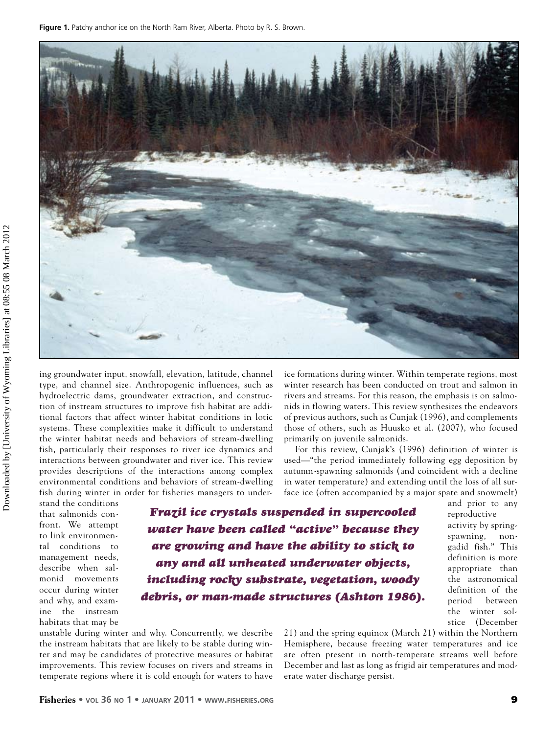**Figure 1.** Patchy anchor ice on the North Ram River, Alberta. Photo by R. S. Brown.

ing groundwater input, snowfall, elevation, latitude, channel type, and channel size. Anthropogenic influences, such as hydroelectric dams, groundwater extraction, and construction of instream structures to improve fish habitat are additional factors that affect winter habitat conditions in lotic systems. These complexities make it difficult to understand the winter habitat needs and behaviors of stream-dwelling fish, particularly their responses to river ice dynamics and interactions between groundwater and river ice. This review provides descriptions of the interactions among complex environmental conditions and behaviors of stream-dwelling fish during winter in order for fisheries managers to understand the conditions that salmonids confront. We attempt to link environmental conditions to management needs, describe when salmonid movements occur during winter and why, and examine the instream habitats that may be unstable during winter and why. Concurrently, we describe the instream habitats that are likely to be stable during winter and may be candidates of protective measures or habitat improvements. This review focuses on rivers and streams in temperate regions where it is cold enough for waters to have ice formations during winter. Within temperate regions, most winter research has been conducted on trout and salmon in rivers and streams. For this reason, the emphasis is on salmonids in flowing waters. This review synthesizes the endeavors of previous authors, such as Cunjak (1996), and complements those of others, such as Huusko et al. (2007), who focused primarily on juvenile salmonids.

For this review, Cunjak's (1996) definition of winter is used—"the period immediately following egg deposition by autumn-spawning salmonids (and coincident with a decline in water temperature) and extending until the loss of all surface ice (often accompanied by a major spate and snowmelt) and prior to any reproductive activity by spring-spawning, non-gadid fish." This definition is more appropriate than the astronomical definition of the period between the winter solstice (December 21) and the spring equinox (March 21) within the Northern Hemisphere, because freezing water temperatures and ice are often present in north-temperate streams well before December and last as long as frigid air temperatures and moderate water discharge persist.

***Frazil ice crystals suspended in supercooled water have been called "active" because they are growing and have the ability to stick to any and all unheated underwater objects, including rocky substrate, vegetation, woody debris, or man-made structures (Ashton 1986).***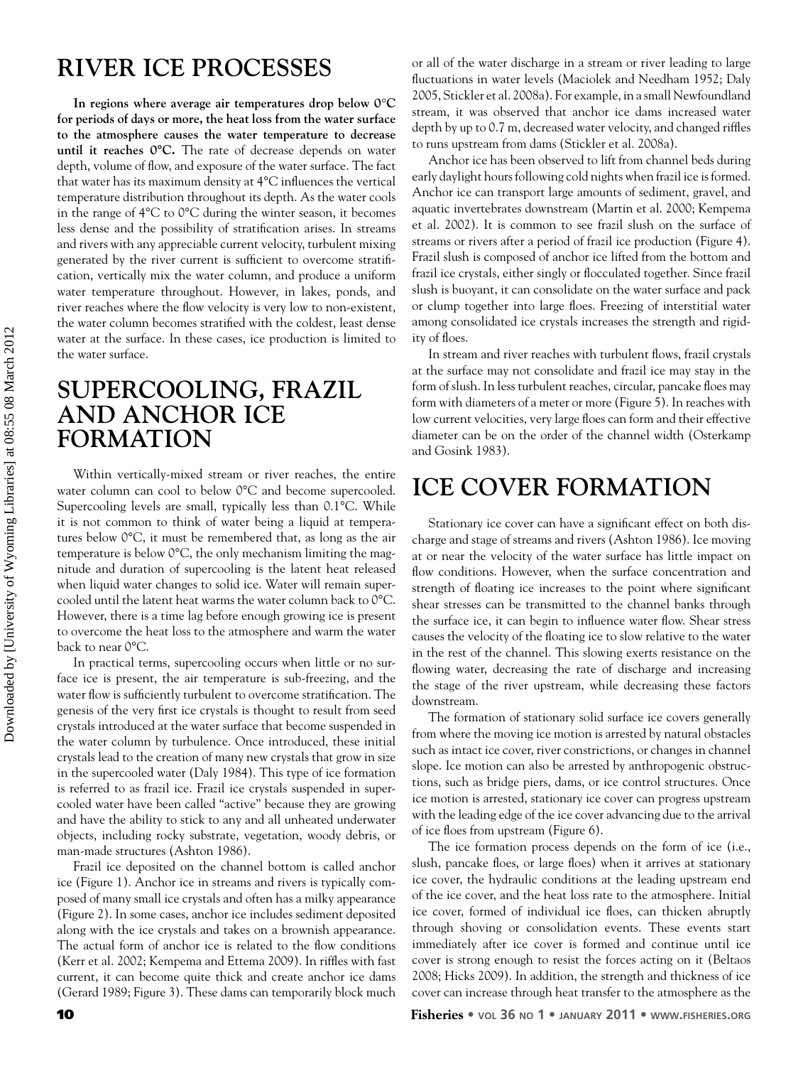## RIVER ICE PROCESSES

**In regions where average air temperatures drop below 0°C for periods of days or more, the heat loss from the water surface to the atmosphere causes the water temperature to decrease until it reaches 0°C.** The rate of decrease depends on water depth, volume of flow, and exposure of the water surface. The fact that water has its maximum density at 4°C influences the vertical temperature distribution throughout its depth. As the water cools in the range of 4°C to 0°C during the winter season, it becomes less dense and the possibility of stratification arises. In streams and rivers with any appreciable current velocity, turbulent mixing generated by the river current is sufficient to overcome stratification, vertically mix the water column, and produce a uniform water temperature throughout. However, in lakes, ponds, and river reaches where the flow velocity is very low to non-existent, the water column becomes stratified with the coldest, least dense water at the surface. In these cases, ice production is limited to the water surface.

## SUPERCOOLING, FRAZIL AND ANCHOR ICE FORMATION

Within vertically-mixed stream or river reaches, the entire water column can cool to below 0°C and become supercooled. Supercooling levels are small, typically less than 0.1°C. While it is not common to think of water being a liquid at temperatures below 0°C, it must be remembered that, as long as the air temperature is below 0°C, the only mechanism limiting the magnitude and duration of supercooling is the latent heat released when liquid water changes to solid ice. Water will remain supercooled until the latent heat warms the water column back to 0°C. However, there is a time lag before enough growing ice is present to overcome the heat loss to the atmosphere and warm the water back to near 0°C.

In practical terms, supercooling occurs when little or no surface ice is present, the air temperature is sub-freezing, and the water flow is sufficiently turbulent to overcome stratification. The genesis of the very first ice crystals is thought to result from seed crystals introduced at the water surface that become suspended in the water column by turbulence. Once introduced, these initial crystals lead to the creation of many new crystals that grow in size in the supercooled water (Daly 1984). This type of ice formation is referred to as frazil ice. Frazil ice crystals suspended in supercooled water have been called "active" because they are growing and have the ability to stick to any and all unheated underwater objects, including rocky substrate, vegetation, woody debris, or man-made structures (Ashton 1986).

Frazil ice deposited on the channel bottom is called anchor ice (Figure 1). Anchor ice in streams and rivers is typically composed of many small ice crystals and often has a milky appearance (Figure 2). In some cases, anchor ice includes sediment deposited along with the ice crystals and takes on a brownish appearance. The actual form of anchor ice is related to the flow conditions (Kerr et al. 2002; Kempema and Ettema 2009). In riffles with fast current, it can become quite thick and create anchor ice dams (Gerard 1989; Figure 3). These dams can temporarily block much or all of the water discharge in a stream or river leading to large fluctuations in water levels (Maciolek and Needham 1952; Daly 2005, Stickler et al. 2008a). For example, in a small Newfoundland stream, it was observed that anchor ice dams increased water depth by up to 0.7 m, decreased water velocity, and changed riffles to runs upstream from dams (Stickler et al. 2008a).

Anchor ice has been observed to lift from channel beds during early daylight hours following cold nights when frazil ice is formed. Anchor ice can transport large amounts of sediment, gravel, and aquatic invertebrates downstream (Martin et al. 2000; Kempema et al. 2002). It is common to see frazil slush on the surface of streams or rivers after a period of frazil ice production (Figure 4). Frazil slush is composed of anchor ice lifted from the bottom and frazil ice crystals, either singly or flocculated together. Since frazil slush is buoyant, it can consolidate on the water surface and pack or clump together into large floes. Freezing of interstitial water among consolidated ice crystals increases the strength and rigidity of floes.

In stream and river reaches with turbulent flows, frazil crystals at the surface may not consolidate and frazil ice may stay in the form of slush. In less turbulent reaches, circular, pancake floes may form with diameters of a meter or more (Figure 5). In reaches with low current velocities, very large floes can form and their effective diameter can be on the order of the channel width (Osterkamp and Gosink 1983).

## ICE COVER FORMATION

Stationary ice cover can have a significant effect on both discharge and stage of streams and rivers (Ashton 1986). Ice moving at or near the velocity of the water surface has little impact on flow conditions. However, when the surface concentration and strength of floating ice increases to the point where significant shear stresses can be transmitted to the channel banks through the surface ice, it can begin to influence water flow. Shear stress causes the velocity of the floating ice to slow relative to the water in the rest of the channel. This slowing exerts resistance on the flowing water, decreasing the rate of discharge and increasing the stage of the river upstream, while decreasing these factors downstream.

The formation of stationary solid surface ice covers generally from where the moving ice motion is arrested by natural obstacles such as intact ice cover, river constrictions, or changes in channel slope. Ice motion can also be arrested by anthropogenic obstructions, such as bridge piers, dams, or ice control structures. Once ice motion is arrested, stationary ice cover can progress upstream with the leading edge of the ice cover advancing due to the arrival of ice floes from upstream (Figure 6).

The ice formation process depends on the form of ice (i.e., slush, pancake floes, or large floes) when it arrives at stationary ice cover, the hydraulic conditions at the leading upstream end of the ice cover, and the heat loss rate to the atmosphere. Initial ice cover, formed of individual ice floes, can thicken abruptly through shoving or consolidation events. These events start immediately after ice cover is formed and continue until ice cover is strong enough to resist the forces acting on it (Beltaos 2008; Hicks 2009). In addition, the strength and thickness of ice cover can increase through heat transfer to the atmosphere as the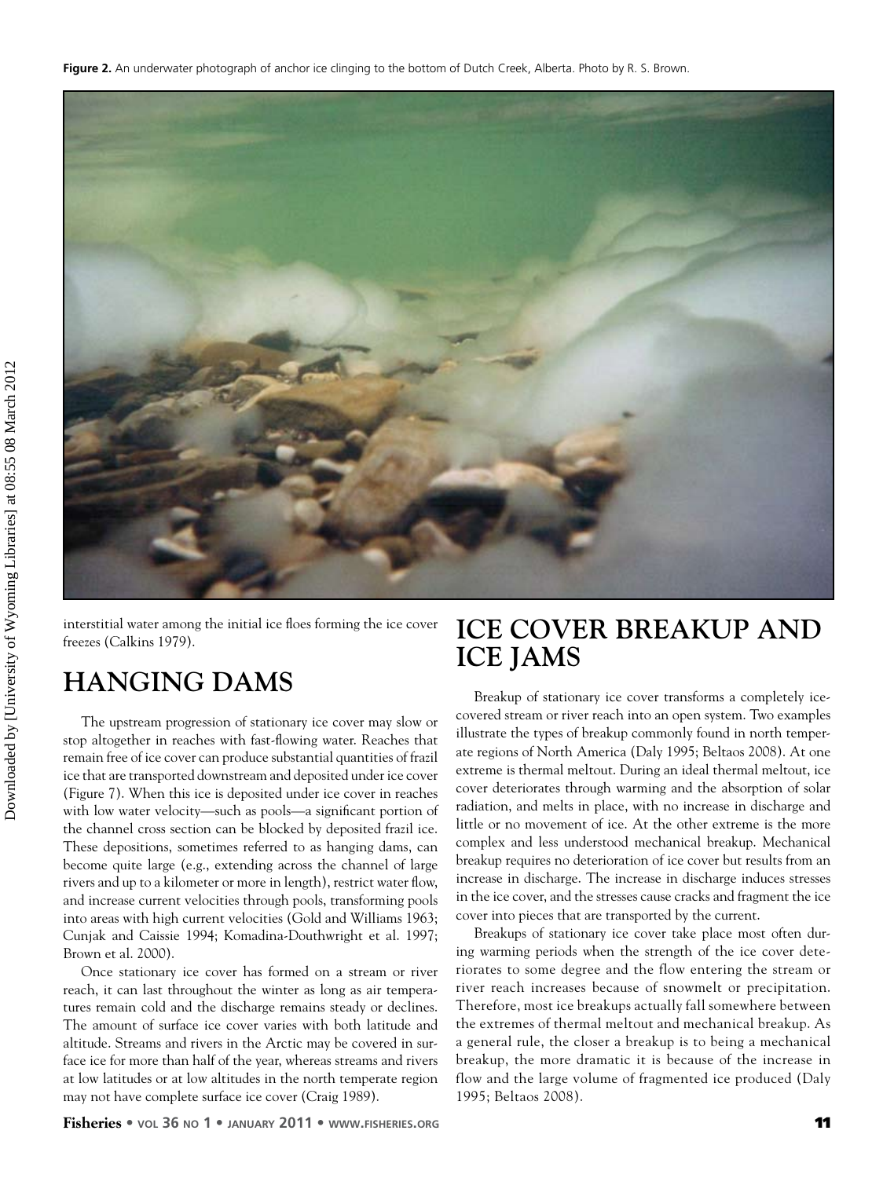Figure 2. An underwater photograph of anchor ice clinging to the bottom of Dutch Creek, Alberta. Photo by R. S. Brown.

interstitial water among the initial ice floes forming the ice cover freezes (Calkins 1979).

## HANGING DAMS

The upstream progression of stationary ice cover may slow or stop altogether in reaches with fast-flowing water. Reaches that remain free of ice cover can produce substantial quantities of frazil ice that are transported downstream and deposited under ice cover (Figure 7). When this ice is deposited under ice cover in reaches with low water velocity—such as pools—a significant portion of the channel cross section can be blocked by deposited frazil ice. These depositions, sometimes referred to as hanging dams, can become quite large (e.g., extending across the channel of large rivers and up to a kilometer or more in length), restrict water flow, and increase current velocities through pools, transforming pools into areas with high current velocities (Gold and Williams 1963; Cunjak and Caissie 1994; Komadina-Douthwright et al. 1997; Brown et al. 2000).

Once stationary ice cover has formed on a stream or river reach, it can last throughout the winter as long as air temperatures remain cold and the discharge remains steady or declines. The amount of surface ice cover varies with both latitude and altitude. Streams and rivers in the Arctic may be covered in surface ice for more than half of the year, whereas streams and rivers at low latitudes or at low altitudes in the north temperate region may not have complete surface ice cover (Craig 1989).

## ICE COVER BREAKUP AND ICE JAMS

Breakup of stationary ice cover transforms a completely ice-covered stream or river reach into an open system. Two examples illustrate the types of breakup commonly found in north temperate regions of North America (Daly 1995; Beltaos 2008). At one extreme is thermal meltout. During an ideal thermal meltout, ice cover deteriorates through warming and the absorption of solar radiation, and melts in place, with no increase in discharge and little or no movement of ice. At the other extreme is the more complex and less understood mechanical breakup. Mechanical breakup requires no deterioration of ice cover but results from an increase in discharge. The increase in discharge induces stresses in the ice cover, and the stresses cause cracks and fragment the ice cover into pieces that are transported by the current.

Breakups of stationary ice cover take place most often during warming periods when the strength of the ice cover deteriorates to some degree and the flow entering the stream or river reach increases because of snowmelt or precipitation. Therefore, most ice breakups actually fall somewhere between the extremes of thermal meltout and mechanical breakup. As a general rule, the closer a breakup is to being a mechanical breakup, the more dramatic it is because of the increase in flow and the large volume of fragmented ice produced (Daly 1995; Beltaos 2008).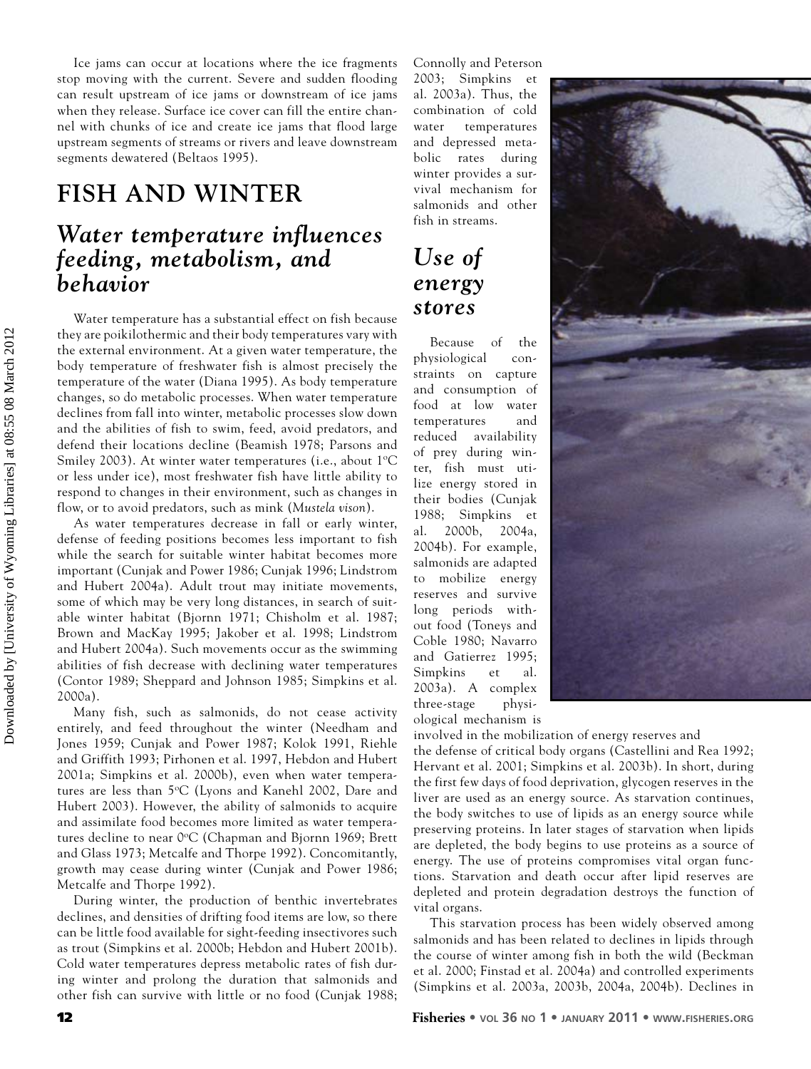Ice jams can occur at locations where the ice fragments stop moving with the current. Severe and sudden flooding can result upstream of ice jams or downstream of ice jams when they release. Surface ice cover can fill the entire channel with chunks of ice and create ice jams that flood large upstream segments of streams or rivers and leave downstream segments dewatered (Beltaos 1995).

# FISH AND WINTER

## *Water temperature influences feeding, metabolism, and behavior*

Water temperature has a substantial effect on fish because they are poikilothermic and their body temperatures vary with the external environment. At a given water temperature, the body temperature of freshwater fish is almost precisely the temperature of the water (Diana 1995). As body temperature changes, so do metabolic processes. When water temperature declines from fall into winter, metabolic processes slow down and the abilities of fish to swim, feed, avoid predators, and defend their locations decline (Beamish 1978; Parsons and Smiley 2003). At winter water temperatures (i.e., about 1ºC or less under ice), most freshwater fish have little ability to respond to changes in their environment, such as changes in flow, or to avoid predators, such as mink (*Mustela vison*).

As water temperatures decrease in fall or early winter, defense of feeding positions becomes less important to fish while the search for suitable winter habitat becomes more important (Cunjak and Power 1986; Cunjak 1996; Lindstrom and Hubert 2004a). Adult trout may initiate movements, some of which may be very long distances, in search of suitable winter habitat (Bjornn 1971; Chisholm et al. 1987; Brown and MacKay 1995; Jakober et al. 1998; Lindstrom and Hubert 2004a). Such movements occur as the swimming abilities of fish decrease with declining water temperatures (Contor 1989; Sheppard and Johnson 1985; Simpkins et al. 2000a).

Many fish, such as salmonids, do not cease activity entirely, and feed throughout the winter (Needham and Jones 1959; Cunjak and Power 1987; Kolok 1991, Riehle and Griffith 1993; Pirhonen et al. 1997, Hebdon and Hubert 2001a; Simpkins et al. 2000b), even when water temperatures are less than 5ºC (Lyons and Kanehl 2002, Dare and Hubert 2003). However, the ability of salmonids to acquire and assimilate food becomes more limited as water temperatures decline to near 0ºC (Chapman and Bjornn 1969; Brett and Glass 1973; Metcalfe and Thorpe 1992). Concomitantly, growth may cease during winter (Cunjak and Power 1986; Metcalfe and Thorpe 1992).

During winter, the production of benthic invertebrates declines, and densities of drifting food items are low, so there can be little food available for sight-feeding insectivores such as trout (Simpkins et al. 2000b; Hebdon and Hubert 2001b). Cold water temperatures depress metabolic rates of fish during winter and prolong the duration that salmonids and other fish can survive with little or no food (Cunjak 1988; Connolly and Peterson 2003; Simpkins et al. 2003a). Thus, the combination of cold water temperatures and depressed metabolic rates during winter provides a survival mechanism for salmonids and other fish in streams.

## *Use of energy stores*

Because of the physiological constraints on capture and consumption of food at low water temperatures and reduced availability of prey during winter, fish must utilize energy stored in their bodies (Cunjak 1988; Simpkins et al. 2000b, 2004a, 2004b). For example, salmonids are adapted to mobilize energy reserves and survive long periods without food (Toneys and Coble 1980; Navarro and Gatierrez 1995; Simpkins et al. 2003a). A complex three-stage physiological mechanism is involved in the mobilization of energy reserves and the defense of critical body organs (Castellini and Rea 1992; Hervant et al. 2001; Simpkins et al. 2003b). In short, during the first few days of food deprivation, glycogen reserves in the liver are used as an energy source. As starvation continues, the body switches to use of lipids as an energy source while preserving proteins. In later stages of starvation when lipids are depleted, the body begins to use proteins as a source of energy. The use of proteins compromises vital organ functions. Starvation and death occur after lipid reserves are depleted and protein degradation destroys the function of vital organs.

This starvation process has been widely observed among salmonids and has been related to declines in lipids through the course of winter among fish in both the wild (Beckman et al. 2000; Finstad et al. 2004a) and controlled experiments (Simpkins et al. 2003a, 2003b, 2004a, 2004b). Declines in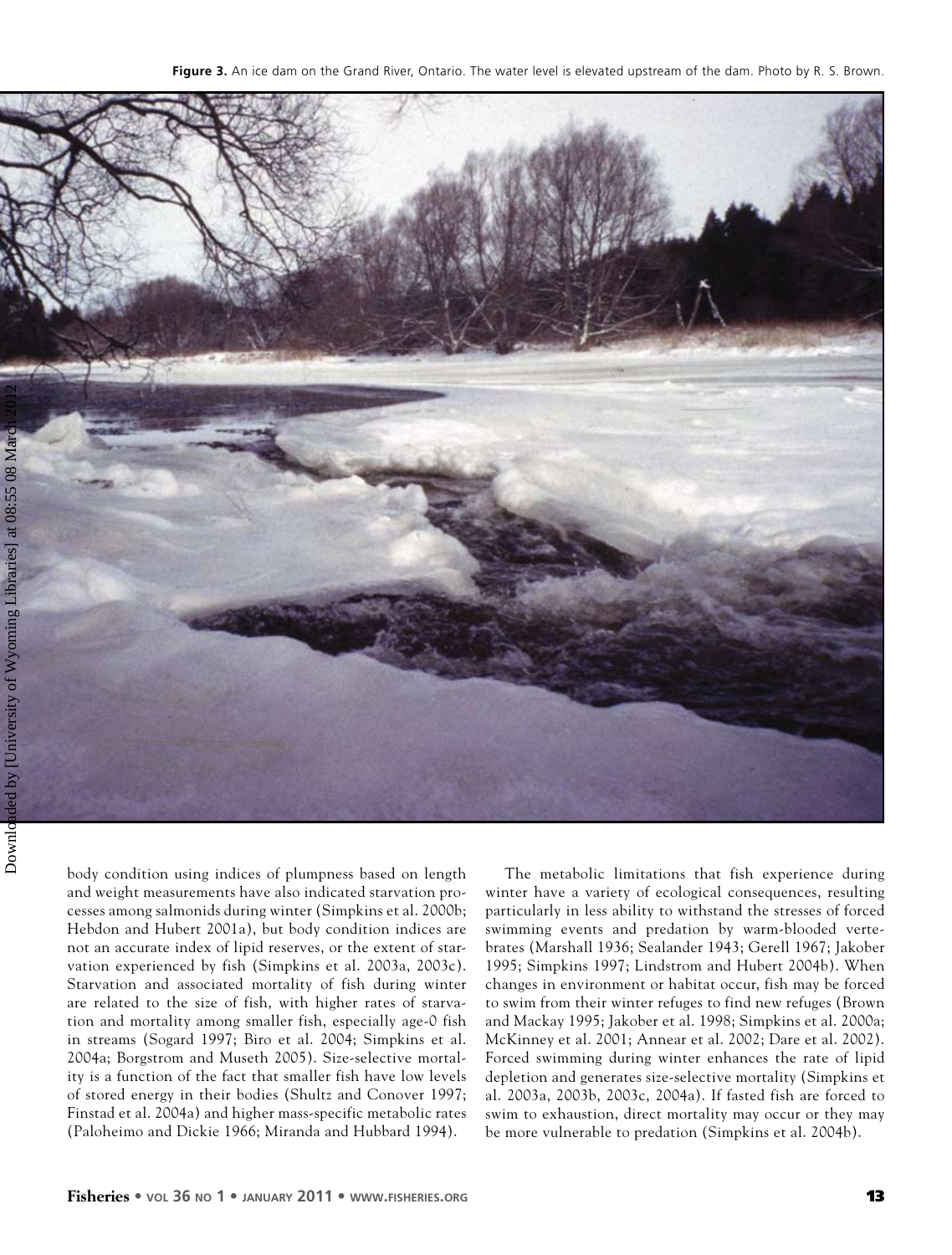Figure 3. An ice dam on the Grand River, Ontario. The water level is elevated upstream of the dam. Photo by R. S. Brown.

body condition using indices of plumpness based on length and weight measurements have also indicated starvation processes among salmonids during winter (Simpkins et al. 2000b; Hebdon and Hubert 2001a), but body condition indices are not an accurate index of lipid reserves, or the extent of starvation experienced by fish (Simpkins et al. 2003a, 2003c). Starvation and associated mortality of fish during winter are related to the size of fish, with higher rates of starvation and mortality among smaller fish, especially age-0 fish in streams (Sogard 1997; Biro et al. 2004; Simpkins et al. 2004a; Borgstrom and Museth 2005). Size-selective mortality is a function of the fact that smaller fish have low levels of stored energy in their bodies (Shultz and Conover 1997; Finstad et al. 2004a) and higher mass-specific metabolic rates (Paloheimo and Dickie 1966; Miranda and Hubbard 1994).

The metabolic limitations that fish experience during winter have a variety of ecological consequences, resulting particularly in less ability to withstand the stresses of forced swimming events and predation by warm-blooded vertebrates (Marshall 1936; Sealander 1943; Gerell 1967; Jakober 1995; Simpkins 1997; Lindstrom and Hubert 2004b). When changes in environment or habitat occur, fish may be forced to swim from their winter refuges to find new refuges (Brown and Mackay 1995; Jakober et al. 1998; Simpkins et al. 2000a; McKinney et al. 2001; Annear et al. 2002; Dare et al. 2002). Forced swimming during winter enhances the rate of lipid depletion and generates size-selective mortality (Simpkins et al. 2003a, 2003b, 2003c, 2004a). If fasted fish are forced to swim to exhaustion, direct mortality may occur or they may be more vulnerable to predation (Simpkins et al. 2004b).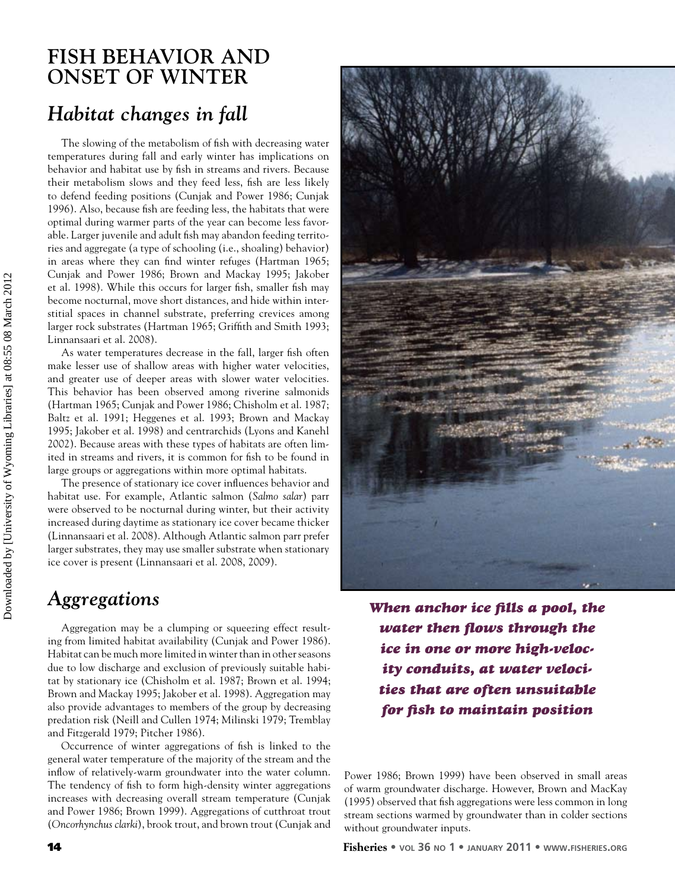# FISH BEHAVIOR AND ONSET OF WINTER

## *Habitat changes in fall*

The slowing of the metabolism of fish with decreasing water temperatures during fall and early winter has implications on behavior and habitat use by fish in streams and rivers. Because their metabolism slows and they feed less, fish are less likely to defend feeding positions (Cunjak and Power 1986; Cunjak 1996). Also, because fish are feeding less, the habitats that were optimal during warmer parts of the year can become less favorable. Larger juvenile and adult fish may abandon feeding territories and aggregate (a type of schooling (i.e., shoaling) behavior) in areas where they can find winter refuges (Hartman 1965; Cunjak and Power 1986; Brown and Mackay 1995; Jakober et al. 1998). While this occurs for larger fish, smaller fish may become nocturnal, move short distances, and hide within interstitial spaces in channel substrate, preferring crevices among larger rock substrates (Hartman 1965; Griffith and Smith 1993; Linnansaari et al. 2008).

As water temperatures decrease in the fall, larger fish often make lesser use of shallow areas with higher water velocities, and greater use of deeper areas with slower water velocities. This behavior has been observed among riverine salmonids (Hartman 1965; Cunjak and Power 1986; Chisholm et al. 1987; Baltz et al. 1991; Heggenes et al. 1993; Brown and Mackay 1995; Jakober et al. 1998) and centrarchids (Lyons and Kanehl 2002). Because areas with these types of habitats are often limited in streams and rivers, it is common for fish to be found in large groups or aggregations within more optimal habitats.

The presence of stationary ice cover influences behavior and habitat use. For example, Atlantic salmon (*Salmo salar*) parr were observed to be nocturnal during winter, but their activity increased during daytime as stationary ice cover became thicker (Linnansaari et al. 2008). Although Atlantic salmon parr prefer larger substrates, they may use smaller substrate when stationary ice cover is present (Linnansaari et al. 2008, 2009).

## *Aggregations*

Aggregation may be a clumping or squeezing effect resulting from limited habitat availability (Cunjak and Power 1986). Habitat can be much more limited in winter than in other seasons due to low discharge and exclusion of previously suitable habitat by stationary ice (Chisholm et al. 1987; Brown et al. 1994; Brown and Mackay 1995; Jakober et al. 1998). Aggregation may also provide advantages to members of the group by decreasing predation risk (Neill and Cullen 1974; Milinski 1979; Tremblay and Fitzgerald 1979; Pitcher 1986).

Occurrence of winter aggregations of fish is linked to the general water temperature of the majority of the stream and the inflow of relatively-warm groundwater into the water column. The tendency of fish to form high-density winter aggregations increases with decreasing overall stream temperature (Cunjak and Power 1986; Brown 1999). Aggregations of cutthroat trout (*Oncorhynchus clarki*), brook trout, and brown trout (Cunjak and Power 1986; Brown 1999) have been observed in small areas of warm groundwater discharge. However, Brown and MacKay (1995) observed that fish aggregations were less common in long stream sections warmed by groundwater than in colder sections without groundwater inputs.

***When anchor ice fills a pool, the water then flows through the ice in one or more high-velocity conduits, at water velocities that are often unsuitable for fish to maintain position***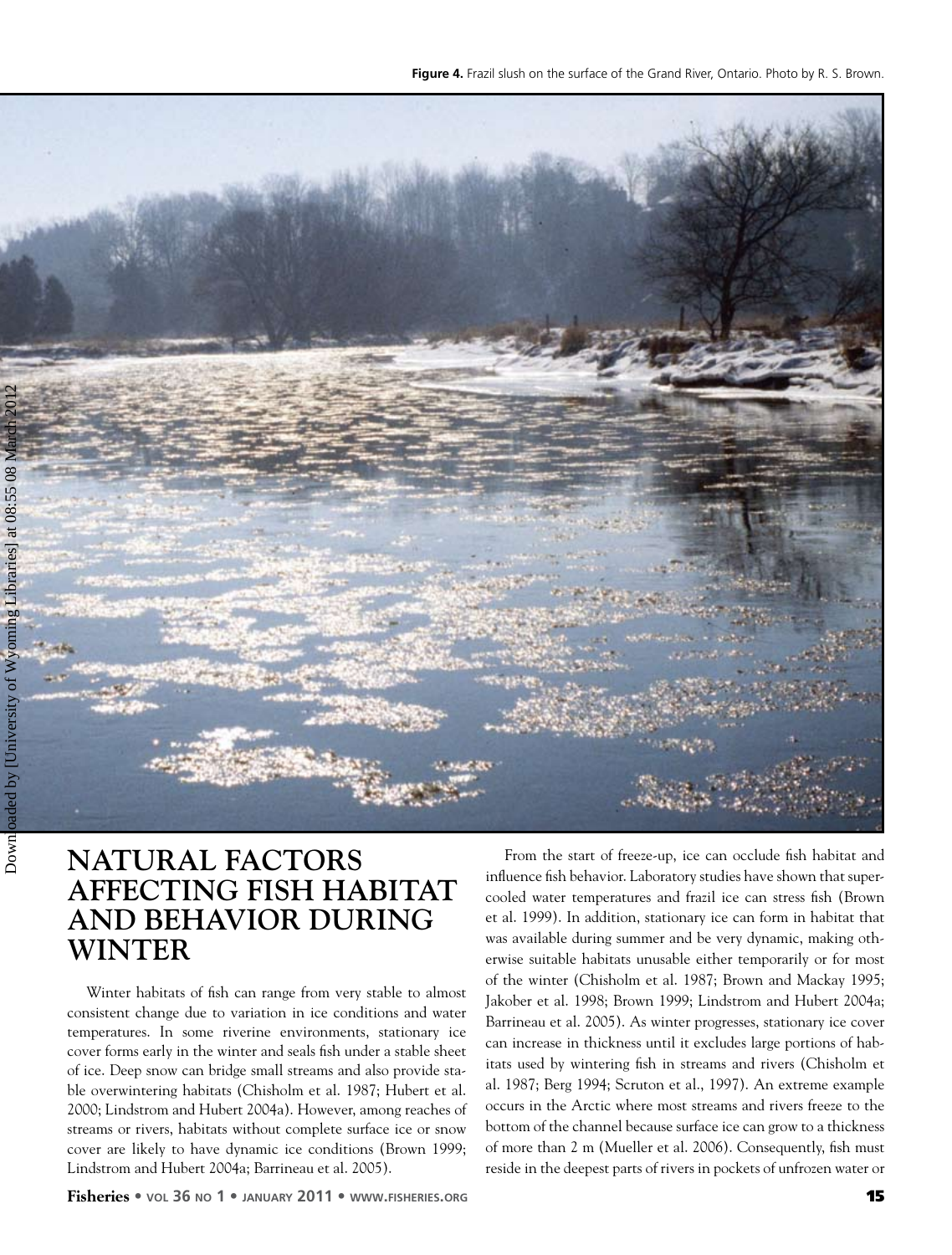**Figure 4.** Frazil slush on the surface of the Grand River, Ontario. Photo by R. S. Brown.

# NATURAL FACTORS AFFECTING FISH HABITAT AND BEHAVIOR DURING WINTER

Winter habitats of fish can range from very stable to almost consistent change due to variation in ice conditions and water temperatures. In some riverine environments, stationary ice cover forms early in the winter and seals fish under a stable sheet of ice. Deep snow can bridge small streams and also provide stable overwintering habitats (Chisholm et al. 1987; Hubert et al. 2000; Lindstrom and Hubert 2004a). However, among reaches of streams or rivers, habitats without complete surface ice or snow cover are likely to have dynamic ice conditions (Brown 1999; Lindstrom and Hubert 2004a; Barrineau et al. 2005).

From the start of freeze-up, ice can occlude fish habitat and influence fish behavior. Laboratory studies have shown that supercooled water temperatures and frazil ice can stress fish (Brown et al. 1999). In addition, stationary ice can form in habitat that was available during summer and be very dynamic, making otherwise suitable habitats unusable either temporarily or for most of the winter (Chisholm et al. 1987; Brown and Mackay 1995; Jakober et al. 1998; Brown 1999; Lindstrom and Hubert 2004a; Barrineau et al. 2005). As winter progresses, stationary ice cover can increase in thickness until it excludes large portions of habitats used by wintering fish in streams and rivers (Chisholm et al. 1987; Berg 1994; Scruton et al., 1997). An extreme example occurs in the Arctic where most streams and rivers freeze to the bottom of the channel because surface ice can grow to a thickness of more than 2 m (Mueller et al. 2006). Consequently, fish must reside in the deepest parts of rivers in pockets of unfrozen water or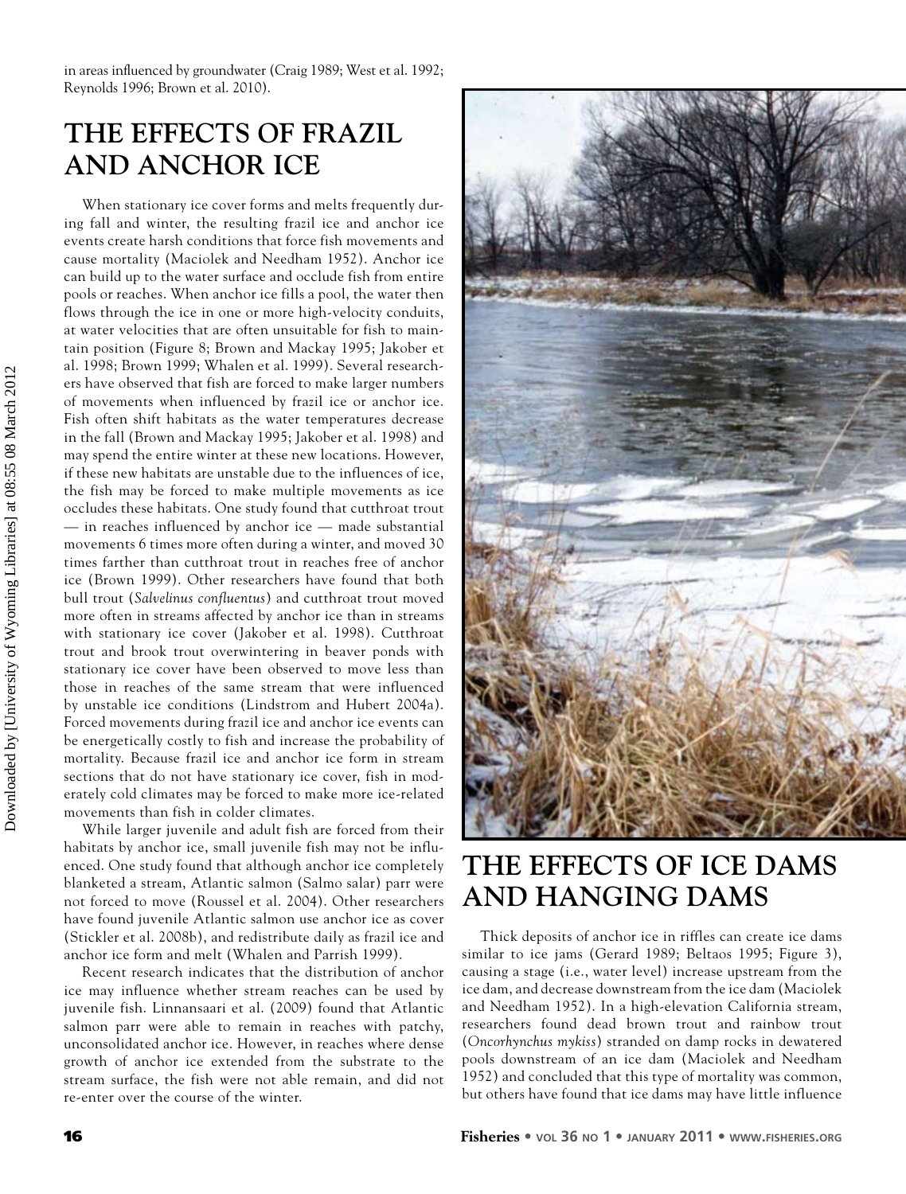in areas influenced by groundwater (Craig 1989; West et al. 1992; Reynolds 1996; Brown et al. 2010).

## THE EFFECTS OF FRAZIL AND ANCHOR ICE

When stationary ice cover forms and melts frequently during fall and winter, the resulting frazil ice and anchor ice events create harsh conditions that force fish movements and cause mortality (Maciolek and Needham 1952). Anchor ice can build up to the water surface and occlude fish from entire pools or reaches. When anchor ice fills a pool, the water then flows through the ice in one or more high-velocity conduits, at water velocities that are often unsuitable for fish to maintain position (Figure 8; Brown and Mackay 1995; Jakober et al. 1998; Brown 1999; Whalen et al. 1999). Several researchers have observed that fish are forced to make larger numbers of movements when influenced by frazil ice or anchor ice. Fish often shift habitats as the water temperatures decrease in the fall (Brown and Mackay 1995; Jakober et al. 1998) and may spend the entire winter at these new locations. However, if these new habitats are unstable due to the influences of ice, the fish may be forced to make multiple movements as ice occludes these habitats. One study found that cutthroat trout — in reaches influenced by anchor ice — made substantial movements 6 times more often during a winter, and moved 30 times farther than cutthroat trout in reaches free of anchor ice (Brown 1999). Other researchers have found that both bull trout (*Salvelinus confluentus*) and cutthroat trout moved more often in streams affected by anchor ice than in streams with stationary ice cover (Jakober et al. 1998). Cutthroat trout and brook trout overwintering in beaver ponds with stationary ice cover have been observed to move less than those in reaches of the same stream that were influenced by unstable ice conditions (Lindstrom and Hubert 2004a). Forced movements during frazil ice and anchor ice events can be energetically costly to fish and increase the probability of mortality. Because frazil ice and anchor ice form in stream sections that do not have stationary ice cover, fish in moderately cold climates may be forced to make more ice-related movements than fish in colder climates.

While larger juvenile and adult fish are forced from their habitats by anchor ice, small juvenile fish may not be influenced. One study found that although anchor ice completely blanketed a stream, Atlantic salmon (Salmo salar) parr were not forced to move (Roussel et al. 2004). Other researchers have found juvenile Atlantic salmon use anchor ice as cover (Stickler et al. 2008b), and redistribute daily as frazil ice and anchor ice form and melt (Whalen and Parrish 1999).

Recent research indicates that the distribution of anchor ice may influence whether stream reaches can be used by juvenile fish. Linnansaari et al. (2009) found that Atlantic salmon parr were able to remain in reaches with patchy, unconsolidated anchor ice. However, in reaches where dense growth of anchor ice extended from the substrate to the stream surface, the fish were not able remain, and did not re-enter over the course of the winter.

## THE EFFECTS OF ICE DAMS AND HANGING DAMS

Thick deposits of anchor ice in riffles can create ice dams similar to ice jams (Gerard 1989; Beltaos 1995; Figure 3), causing a stage (i.e., water level) increase upstream from the ice dam, and decrease downstream from the ice dam (Maciolek and Needham 1952). In a high-elevation California stream, researchers found dead brown trout and rainbow trout (*Oncorhynchus mykiss*) stranded on damp rocks in dewatered pools downstream of an ice dam (Maciolek and Needham 1952) and concluded that this type of mortality was common, but others have found that ice dams may have little influence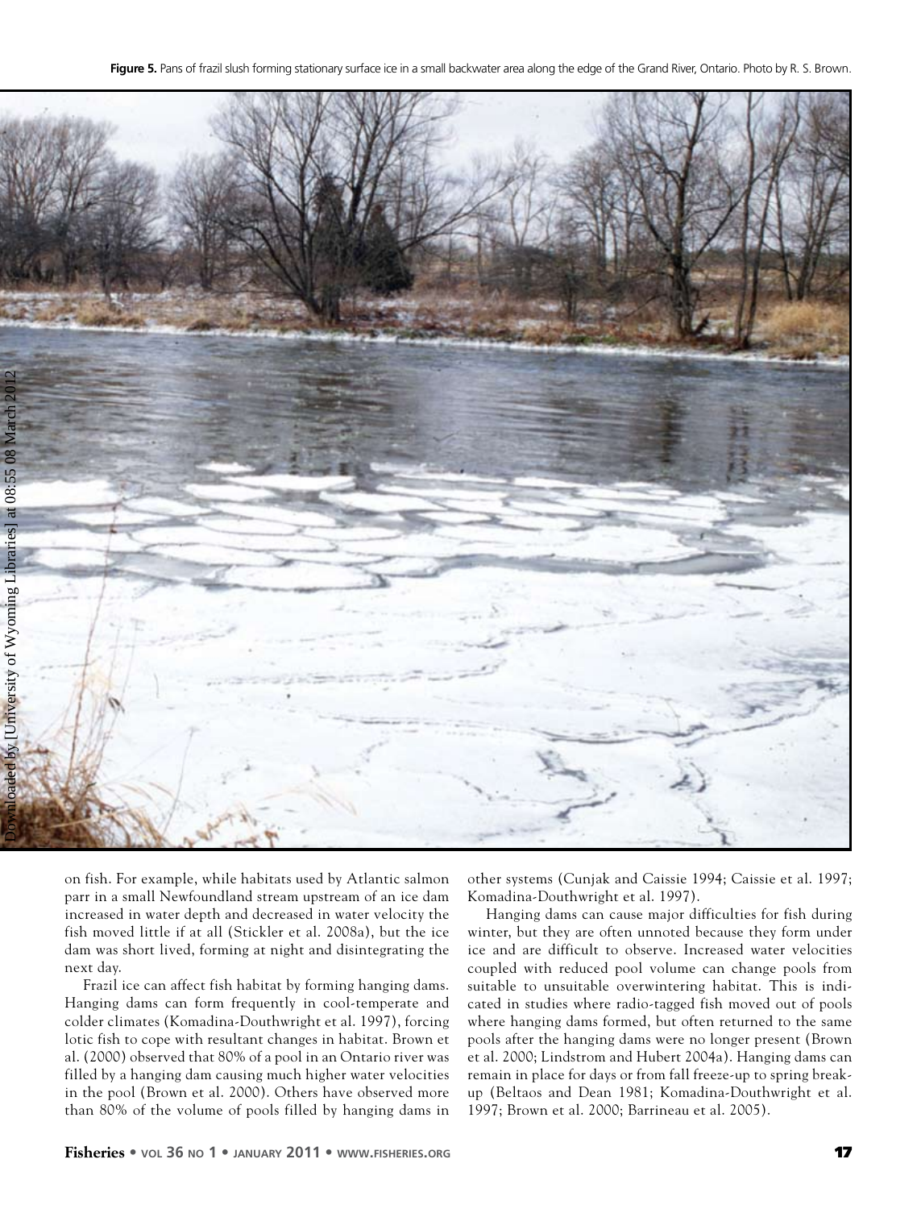Figure 5. Pans of frazil slush forming stationary surface ice in a small backwater area along the edge of the Grand River, Ontario. Photo by R. S. Brown.

on fish. For example, while habitats used by Atlantic salmon parr in a small Newfoundland stream upstream of an ice dam increased in water depth and decreased in water velocity the fish moved little if at all (Stickler et al. 2008a), but the ice dam was short lived, forming at night and disintegrating the next day.

Frazil ice can affect fish habitat by forming hanging dams. Hanging dams can form frequently in cool-temperate and colder climates (Komadina-Douthwright et al. 1997), forcing lotic fish to cope with resultant changes in habitat. Brown et al. (2000) observed that 80% of a pool in an Ontario river was filled by a hanging dam causing much higher water velocities in the pool (Brown et al. 2000). Others have observed more than 80% of the volume of pools filled by hanging dams in other systems (Cunjak and Caissie 1994; Caissie et al. 1997; Komadina-Douthwright et al. 1997).

Hanging dams can cause major difficulties for fish during winter, but they are often unnoted because they form under ice and are difficult to observe. Increased water velocities coupled with reduced pool volume can change pools from suitable to unsuitable overwintering habitat. This is indicated in studies where radio-tagged fish moved out of pools where hanging dams formed, but often returned to the same pools after the hanging dams were no longer present (Brown et al. 2000; Lindstrom and Hubert 2004a). Hanging dams can remain in place for days or from fall freeze-up to spring breakup (Beltaos and Dean 1981; Komadina-Douthwright et al. 1997; Brown et al. 2000; Barrineau et al. 2005).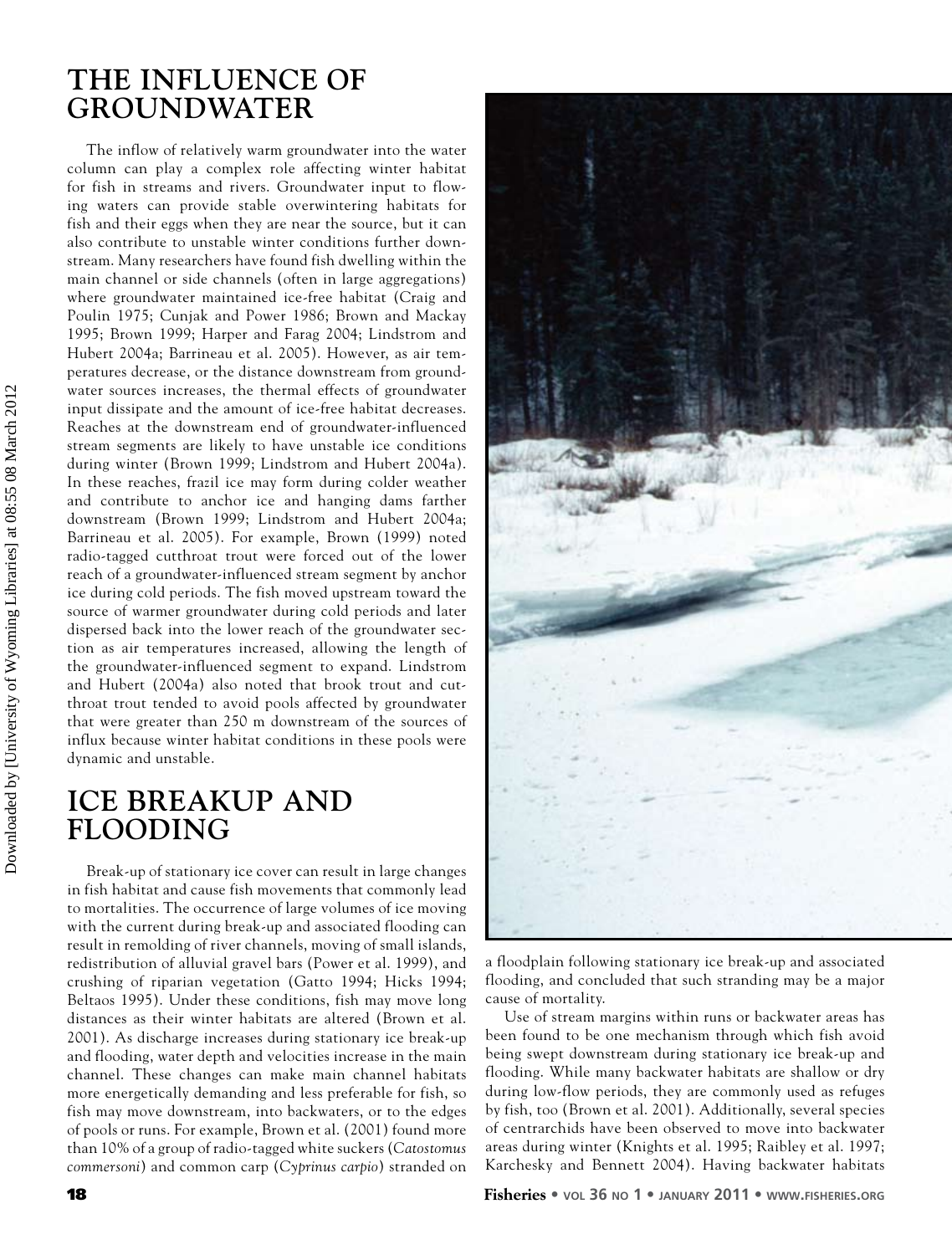## THE INFLUENCE OF GROUNDWATER

The inflow of relatively warm groundwater into the water column can play a complex role affecting winter habitat for fish in streams and rivers. Groundwater input to flowing waters can provide stable overwintering habitats for fish and their eggs when they are near the source, but it can also contribute to unstable winter conditions further downstream. Many researchers have found fish dwelling within the main channel or side channels (often in large aggregations) where groundwater maintained ice-free habitat (Craig and Poulin 1975; Cunjak and Power 1986; Brown and Mackay 1995; Brown 1999; Harper and Farag 2004; Lindstrom and Hubert 2004a; Barrineau et al. 2005). However, as air temperatures decrease, or the distance downstream from groundwater sources increases, the thermal effects of groundwater input dissipate and the amount of ice-free habitat decreases. Reaches at the downstream end of groundwater-influenced stream segments are likely to have unstable ice conditions during winter (Brown 1999; Lindstrom and Hubert 2004a). In these reaches, frazil ice may form during colder weather and contribute to anchor ice and hanging dams farther downstream (Brown 1999; Lindstrom and Hubert 2004a; Barrineau et al. 2005). For example, Brown (1999) noted radio-tagged cutthroat trout were forced out of the lower reach of a groundwater-influenced stream segment by anchor ice during cold periods. The fish moved upstream toward the source of warmer groundwater during cold periods and later dispersed back into the lower reach of the groundwater section as air temperatures increased, allowing the length of the groundwater-influenced segment to expand. Lindstrom and Hubert (2004a) also noted that brook trout and cutthroat trout tended to avoid pools affected by groundwater that were greater than 250 m downstream of the sources of influx because winter habitat conditions in these pools were dynamic and unstable.

## ICE BREAKUP AND FLOODING

Break-up of stationary ice cover can result in large changes in fish habitat and cause fish movements that commonly lead to mortalities. The occurrence of large volumes of ice moving with the current during break-up and associated flooding can result in remolding of river channels, moving of small islands, redistribution of alluvial gravel bars (Power et al. 1999), and crushing of riparian vegetation (Gatto 1994; Hicks 1994; Beltaos 1995). Under these conditions, fish may move long distances as their winter habitats are altered (Brown et al. 2001). As discharge increases during stationary ice break-up and flooding, water depth and velocities increase in the main channel. These changes can make main channel habitats more energetically demanding and less preferable for fish, so fish may move downstream, into backwaters, or to the edges of pools or runs. For example, Brown et al. (2001) found more than 10% of a group of radio-tagged white suckers (*Catostomus commersoni*) and common carp (*Cyprinus carpio*) stranded on a floodplain following stationary ice break-up and associated flooding, and concluded that such stranding may be a major cause of mortality.

Use of stream margins within runs or backwater areas has been found to be one mechanism through which fish avoid being swept downstream during stationary ice break-up and flooding. While many backwater habitats are shallow or dry during low-flow periods, they are commonly used as refuges by fish, too (Brown et al. 2001). Additionally, several species of centrarchids have been observed to move into backwater areas during winter (Knights et al. 1995; Raibley et al. 1997; Karchesky and Bennett 2004). Having backwater habitats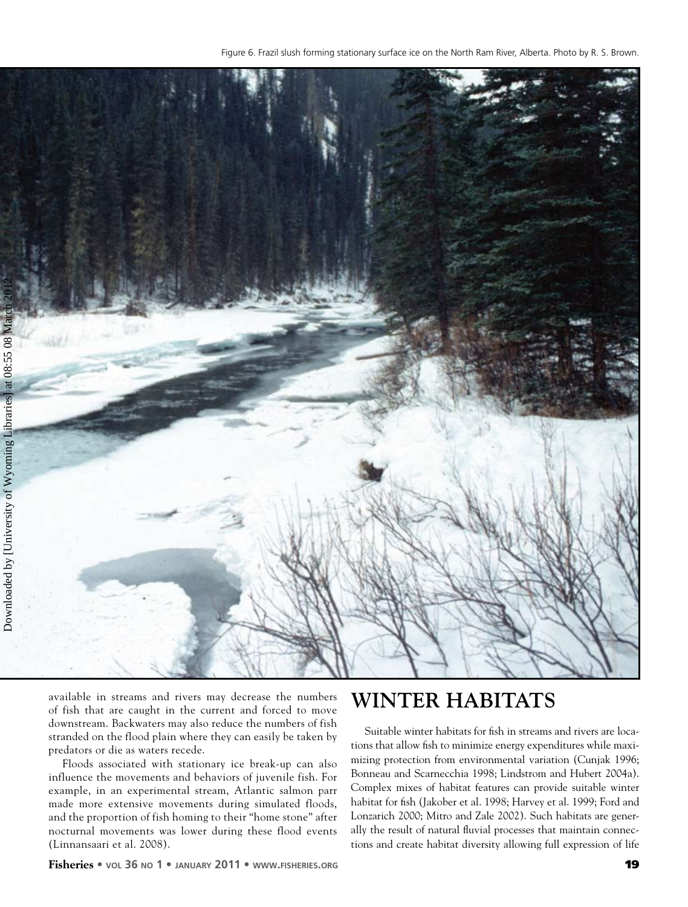Figure 6. Frazil slush forming stationary surface ice on the North Ram River, Alberta. Photo by R. S. Brown.

available in streams and rivers may decrease the numbers of fish that are caught in the current and forced to move downstream. Backwaters may also reduce the numbers of fish stranded on the flood plain where they can easily be taken by predators or die as waters recede.

Floods associated with stationary ice break-up can also influence the movements and behaviors of juvenile fish. For example, in an experimental stream, Atlantic salmon parr made more extensive movements during simulated floods, and the proportion of fish homing to their "home stone" after nocturnal movements was lower during these flood events (Linnansaari et al. 2008).

## WINTER HABITATS

Suitable winter habitats for fish in streams and rivers are locations that allow fish to minimize energy expenditures while maximizing protection from environmental variation (Cunjak 1996; Bonneau and Scarnecchia 1998; Lindstrom and Hubert 2004a). Complex mixes of habitat features can provide suitable winter habitat for fish (Jakober et al. 1998; Harvey et al. 1999; Ford and Lonzarich 2000; Mitro and Zale 2002). Such habitats are generally the result of natural fluvial processes that maintain connections and create habitat diversity allowing full expression of life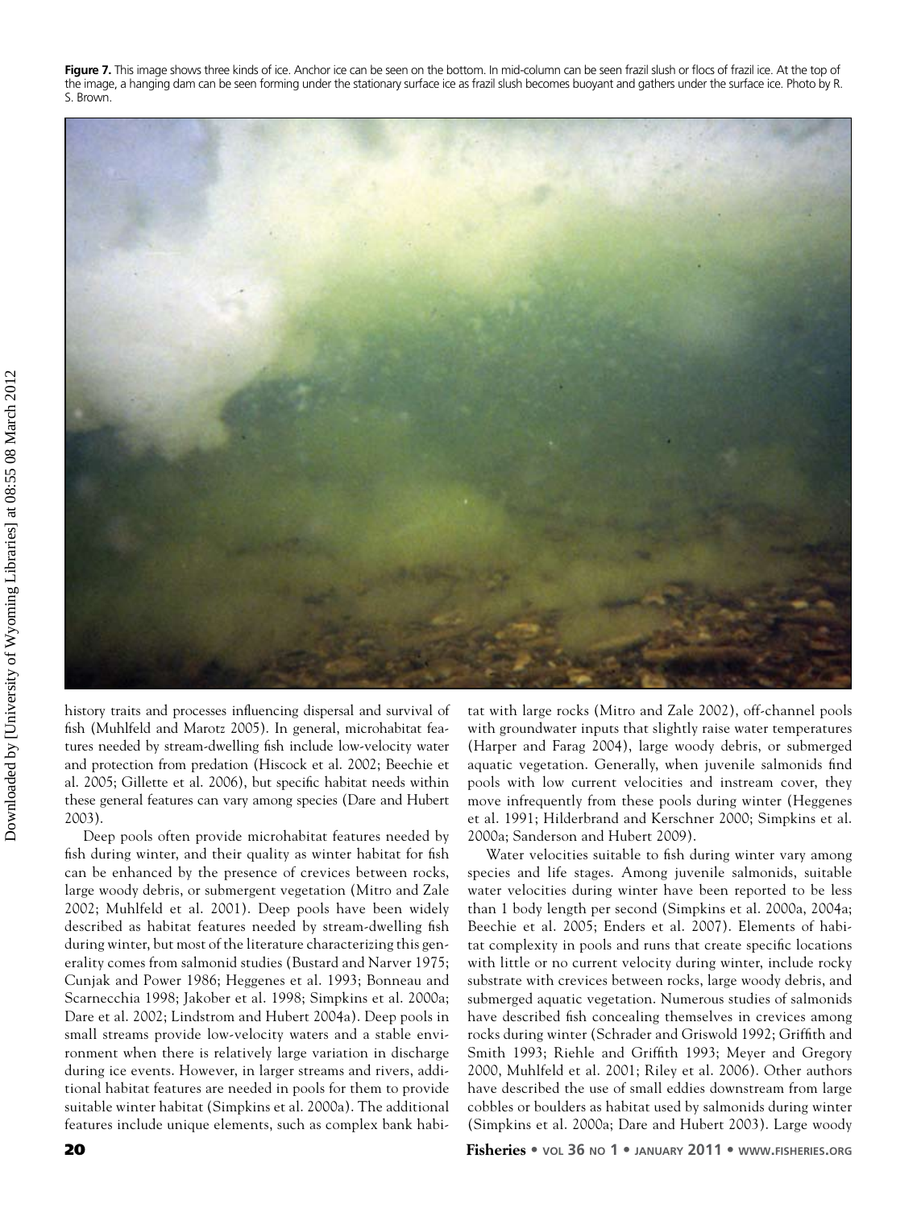**Figure 7.** This image shows three kinds of ice. Anchor ice can be seen on the bottom. In mid-column can be seen frazil slush or flocs of frazil ice. At the top of the image, a hanging dam can be seen forming under the stationary surface ice as frazil slush becomes buoyant and gathers under the surface ice. Photo by R. S. Brown.

history traits and processes influencing dispersal and survival of fish (Muhlfeld and Marotz 2005). In general, microhabitat features needed by stream-dwelling fish include low-velocity water and protection from predation (Hiscock et al. 2002; Beechie et al. 2005; Gillette et al. 2006), but specific habitat needs within these general features can vary among species (Dare and Hubert 2003).

Deep pools often provide microhabitat features needed by fish during winter, and their quality as winter habitat for fish can be enhanced by the presence of crevices between rocks, large woody debris, or submergent vegetation (Mitro and Zale 2002; Muhlfeld et al. 2001). Deep pools have been widely described as habitat features needed by stream-dwelling fish during winter, but most of the literature characterizing this generality comes from salmonid studies (Bustard and Narver 1975; Cunjak and Power 1986; Heggenes et al. 1993; Bonneau and Scarnecchia 1998; Jakober et al. 1998; Simpkins et al. 2000a; Dare et al. 2002; Lindstrom and Hubert 2004a). Deep pools in small streams provide low-velocity waters and a stable environment when there is relatively large variation in discharge during ice events. However, in larger streams and rivers, additional habitat features are needed in pools for them to provide suitable winter habitat (Simpkins et al. 2000a). The additional features include unique elements, such as complex bank habitat with large rocks (Mitro and Zale 2002), off-channel pools with groundwater inputs that slightly raise water temperatures (Harper and Farag 2004), large woody debris, or submerged aquatic vegetation. Generally, when juvenile salmonids find pools with low current velocities and instream cover, they move infrequently from these pools during winter (Heggenes et al. 1991; Hilderbrand and Kerschner 2000; Simpkins et al. 2000a; Sanderson and Hubert 2009).

Water velocities suitable to fish during winter vary among species and life stages. Among juvenile salmonids, suitable water velocities during winter have been reported to be less than 1 body length per second (Simpkins et al. 2000a, 2004a; Beechie et al. 2005; Enders et al. 2007). Elements of habitat complexity in pools and runs that create specific locations with little or no current velocity during winter, include rocky substrate with crevices between rocks, large woody debris, and submerged aquatic vegetation. Numerous studies of salmonids have described fish concealing themselves in crevices among rocks during winter (Schrader and Griswold 1992; Griffith and Smith 1993; Riehle and Griffith 1993; Meyer and Gregory 2000, Muhlfeld et al. 2001; Riley et al. 2006). Other authors have described the use of small eddies downstream from large cobbles or boulders as habitat used by salmonids during winter (Simpkins et al. 2000a; Dare and Hubert 2003). Large woody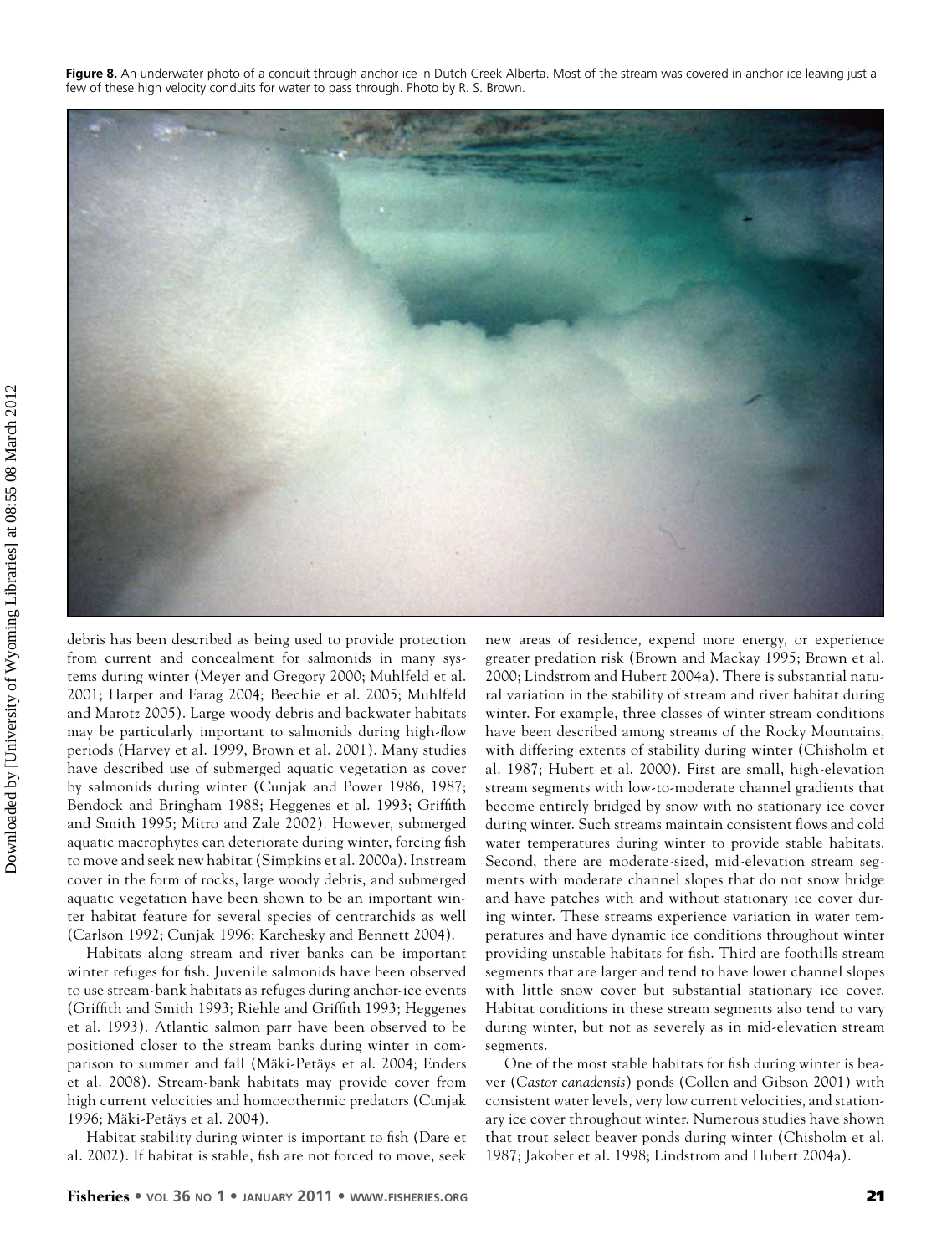**Figure 8.** An underwater photo of a conduit through anchor ice in Dutch Creek Alberta. Most of the stream was covered in anchor ice leaving just a few of these high velocity conduits for water to pass through. Photo by R. S. Brown.

debris has been described as being used to provide protection from current and concealment for salmonids in many systems during winter (Meyer and Gregory 2000; Muhlfeld et al. 2001; Harper and Farag 2004; Beechie et al. 2005; Muhlfeld and Marotz 2005). Large woody debris and backwater habitats may be particularly important to salmonids during high-flow periods (Harvey et al. 1999, Brown et al. 2001). Many studies have described use of submerged aquatic vegetation as cover by salmonids during winter (Cunjak and Power 1986, 1987; Bendock and Bringham 1988; Heggenes et al. 1993; Griffith and Smith 1995; Mitro and Zale 2002). However, submerged aquatic macrophytes can deteriorate during winter, forcing fish to move and seek new habitat (Simpkins et al. 2000a). Instream cover in the form of rocks, large woody debris, and submerged aquatic vegetation have been shown to be an important winter habitat feature for several species of centrarchids as well (Carlson 1992; Cunjak 1996; Karchesky and Bennett 2004).

Habitats along stream and river banks can be important winter refuges for fish. Juvenile salmonids have been observed to use stream-bank habitats as refuges during anchor-ice events (Griffith and Smith 1993; Riehle and Griffith 1993; Heggenes et al. 1993). Atlantic salmon parr have been observed to be positioned closer to the stream banks during winter in comparison to summer and fall (Mäki-Petäys et al. 2004; Enders et al. 2008). Stream-bank habitats may provide cover from high current velocities and homoeothermic predators (Cunjak 1996; Mäki-Petäys et al. 2004).

Habitat stability during winter is important to fish (Dare et al. 2002). If habitat is stable, fish are not forced to move, seek new areas of residence, expend more energy, or experience greater predation risk (Brown and Mackay 1995; Brown et al. 2000; Lindstrom and Hubert 2004a). There is substantial natural variation in the stability of stream and river habitat during winter. For example, three classes of winter stream conditions have been described among streams of the Rocky Mountains, with differing extents of stability during winter (Chisholm et al. 1987; Hubert et al. 2000). First are small, high-elevation stream segments with low-to-moderate channel gradients that become entirely bridged by snow with no stationary ice cover during winter. Such streams maintain consistent flows and cold water temperatures during winter to provide stable habitats. Second, there are moderate-sized, mid-elevation stream segments with moderate channel slopes that do not snow bridge and have patches with and without stationary ice cover during winter. These streams experience variation in water temperatures and have dynamic ice conditions throughout winter providing unstable habitats for fish. Third are foothills stream segments that are larger and tend to have lower channel slopes with little snow cover but substantial stationary ice cover. Habitat conditions in these stream segments also tend to vary during winter, but not as severely as in mid-elevation stream segments.

One of the most stable habitats for fish during winter is beaver (*Castor canadensis*) ponds (Collen and Gibson 2001) with consistent water levels, very low current velocities, and stationary ice cover throughout winter. Numerous studies have shown that trout select beaver ponds during winter (Chisholm et al. 1987; Jakober et al. 1998; Lindstrom and Hubert 2004a).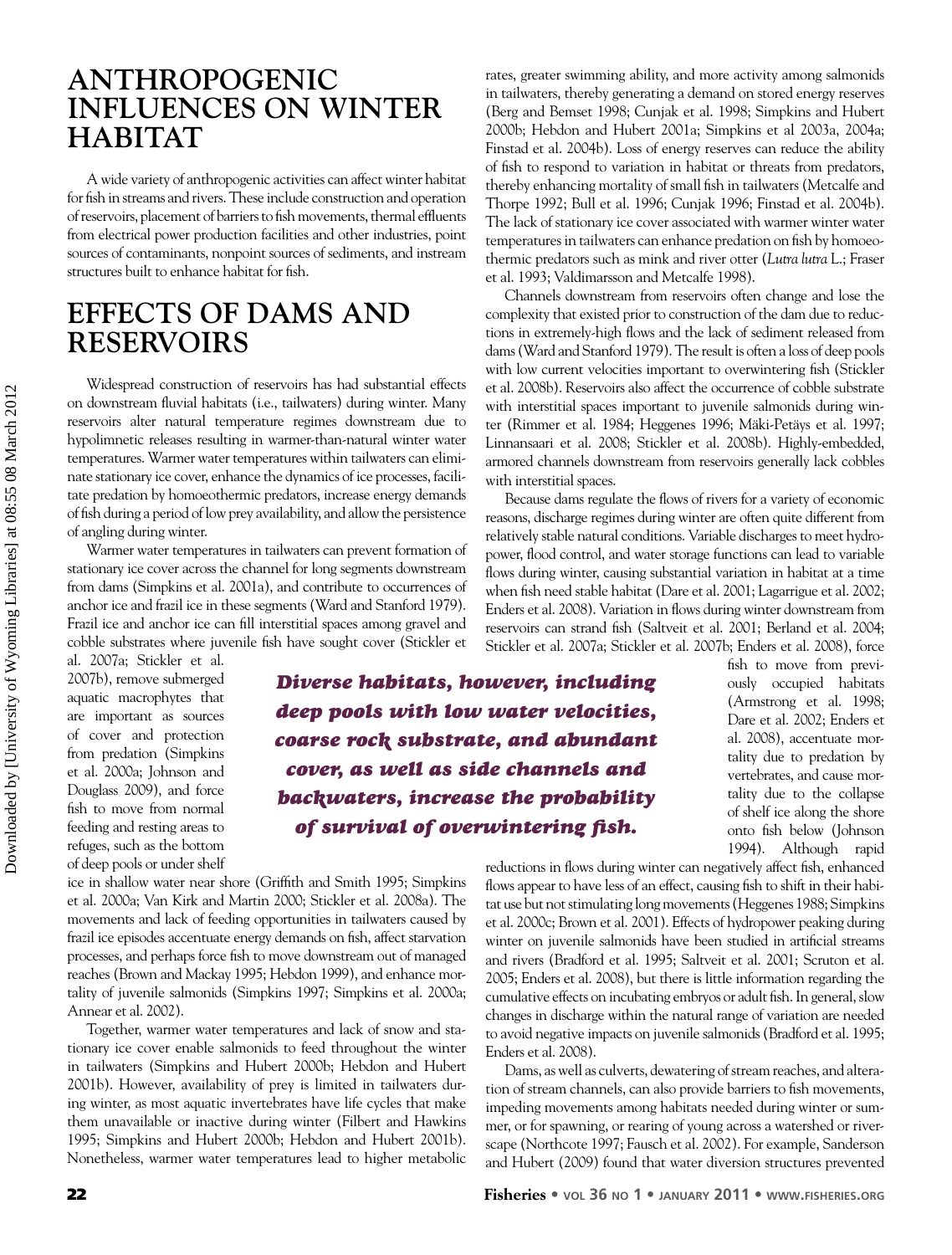## ANTHROPOGENIC INFLUENCES ON WINTER HABITAT

A wide variety of anthropogenic activities can affect winter habitat for fish in streams and rivers. These include construction and operation of reservoirs, placement of barriers to fish movements, thermal effluents from electrical power production facilities and other industries, point sources of contaminants, nonpoint sources of sediments, and instream structures built to enhance habitat for fish.

## EFFECTS OF DAMS AND RESERVOIRS

Widespread construction of reservoirs has had substantial effects on downstream fluvial habitats (i.e., tailwaters) during winter. Many reservoirs alter natural temperature regimes downstream due to hypolimnetic releases resulting in warmer-than-natural winter water temperatures. Warmer water temperatures within tailwaters can eliminate stationary ice cover, enhance the dynamics of ice processes, facilitate predation by homoeothermic predators, increase energy demands of fish during a period of low prey availability, and allow the persistence of angling during winter.

Warmer water temperatures in tailwaters can prevent formation of stationary ice cover across the channel for long segments downstream from dams (Simpkins et al. 2001a), and contribute to occurrences of anchor ice and frazil ice in these segments (Ward and Stanford 1979). Frazil ice and anchor ice can fill interstitial spaces among gravel and cobble substrates where juvenile fish have sought cover (Stickler et al. 2007a; Stickler et al. 2007b), remove submerged aquatic macrophytes that are important as sources of cover and protection from predation (Simpkins et al. 2000a; Johnson and Douglass 2009), and force fish to move from normal feeding and resting areas to refuges, such as the bottom of deep pools or under shelf ice in shallow water near shore (Griffith and Smith 1995; Simpkins et al. 2000a; Van Kirk and Martin 2000; Stickler et al. 2008a). The movements and lack of feeding opportunities in tailwaters caused by frazil ice episodes accentuate energy demands on fish, affect starvation processes, and perhaps force fish to move downstream out of managed reaches (Brown and Mackay 1995; Hebdon 1999), and enhance mortality of juvenile salmonids (Simpkins 1997; Simpkins et al. 2000a; Annear et al. 2002).

Together, warmer water temperatures and lack of snow and stationary ice cover enable salmonids to feed throughout the winter in tailwaters (Simpkins and Hubert 2000b; Hebdon and Hubert 2001b). However, availability of prey is limited in tailwaters during winter, as most aquatic invertebrates have life cycles that make them unavailable or inactive during winter (Filbert and Hawkins 1995; Simpkins and Hubert 2000b; Hebdon and Hubert 2001b). Nonetheless, warmer water temperatures lead to higher metabolic rates, greater swimming ability, and more activity among salmonids in tailwaters, thereby generating a demand on stored energy reserves (Berg and Bemset 1998; Cunjak et al. 1998; Simpkins and Hubert 2000b; Hebdon and Hubert 2001a; Simpkins et al 2003a, 2004a; Finstad et al. 2004b). Loss of energy reserves can reduce the ability of fish to respond to variation in habitat or threats from predators, thereby enhancing mortality of small fish in tailwaters (Metcalfe and Thorpe 1992; Bull et al. 1996; Cunjak 1996; Finstad et al. 2004b). The lack of stationary ice cover associated with warmer winter water temperatures in tailwaters can enhance predation on fish by homoeothermic predators such as mink and river otter (*Lutra lutra* L.; Fraser et al. 1993; Valdimarsson and Metcalfe 1998).

Channels downstream from reservoirs often change and lose the complexity that existed prior to construction of the dam due to reductions in extremely-high flows and the lack of sediment released from dams (Ward and Stanford 1979). The result is often a loss of deep pools with low current velocities important to overwintering fish (Stickler et al. 2008b). Reservoirs also affect the occurrence of cobble substrate with interstitial spaces important to juvenile salmonids during winter (Rimmer et al. 1984; Heggenes 1996; Mäki-Petäys et al. 1997; Linnansaari et al. 2008; Stickler et al. 2008b). Highly-embedded, armored channels downstream from reservoirs generally lack cobbles with interstitial spaces.

Because dams regulate the flows of rivers for a variety of economic reasons, discharge regimes during winter are often quite different from relatively stable natural conditions. Variable discharges to meet hydropower, flood control, and water storage functions can lead to variable flows during winter, causing substantial variation in habitat at a time when fish need stable habitat (Dare et al. 2001; Lagarrigue et al. 2002; Enders et al. 2008). Variation in flows during winter downstream from reservoirs can strand fish (Saltveit et al. 2001; Berland et al. 2004; Stickler et al. 2007a; Stickler et al. 2007b; Enders et al. 2008), force fish to move from previously occupied habitats (Armstrong et al. 1998; Dare et al. 2002; Enders et al. 2008), accentuate mortality due to predation by vertebrates, and cause mortality due to the collapse of shelf ice along the shore onto fish below (Johnson 1994). Although rapid reductions in flows during winter can negatively affect fish, enhanced flows appear to have less of an effect, causing fish to shift in their habitat use but not stimulating long movements (Heggenes 1988; Simpkins et al. 2000c; Brown et al. 2001). Effects of hydropower peaking during winter on juvenile salmonids have been studied in artificial streams and rivers (Bradford et al. 1995; Saltveit et al. 2001; Scruton et al. 2005; Enders et al. 2008), but there is little information regarding the cumulative effects on incubating embryos or adult fish. In general, slow changes in discharge within the natural range of variation are needed to avoid negative impacts on juvenile salmonids (Bradford et al. 1995; Enders et al. 2008).

*Diverse habitats, however, including deep pools with low water velocities, coarse rock substrate, and abundant cover, as well as side channels and backwaters, increase the probability of survival of overwintering fish.*

Dams, as well as culverts, dewatering of stream reaches, and alteration of stream channels, can also provide barriers to fish movements, impeding movements among habitats needed during winter or summer, or for spawning, or rearing of young across a watershed or riverscape (Northcote 1997; Fausch et al. 2002). For example, Sanderson and Hubert (2009) found that water diversion structures prevented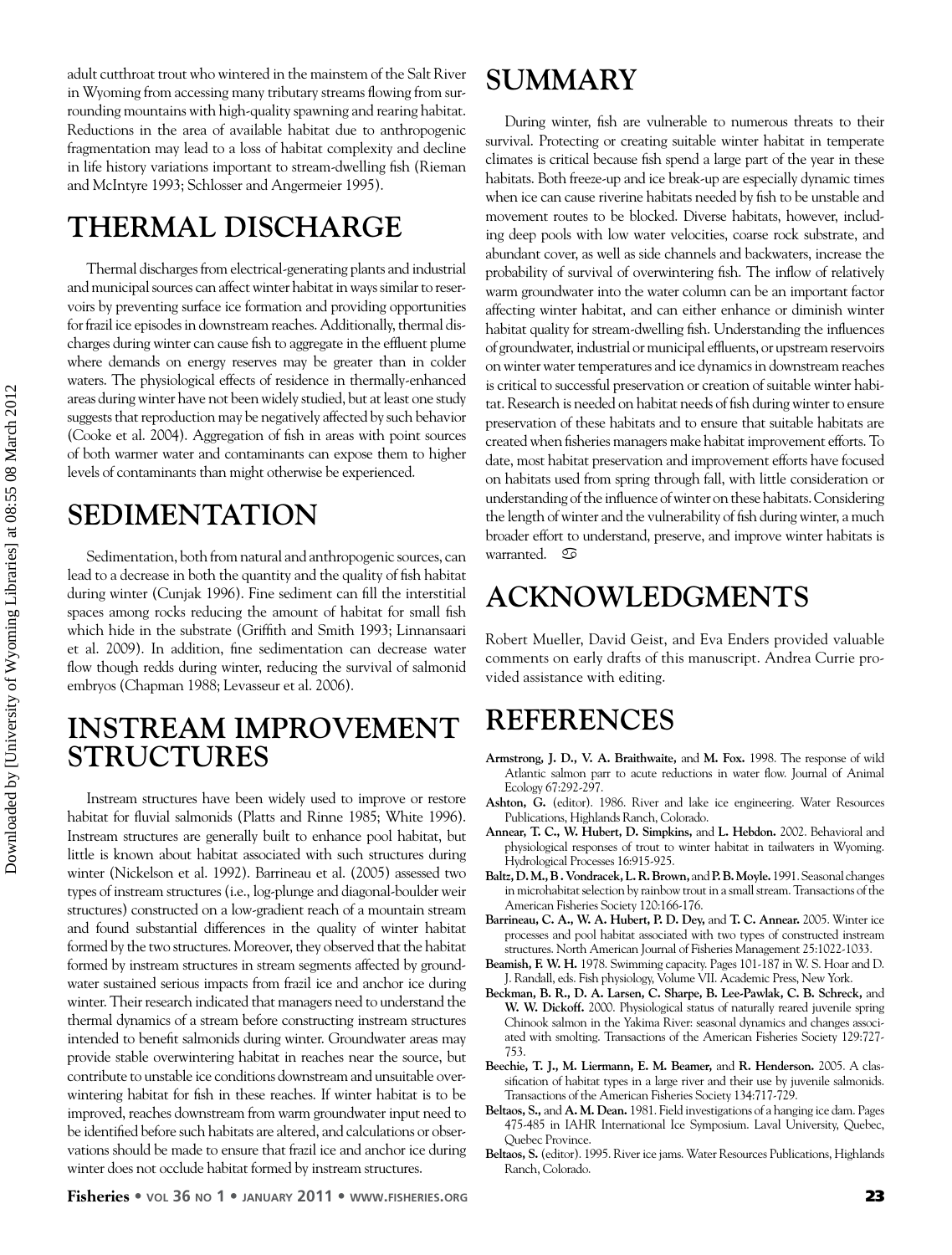adult cutthroat trout who wintered in the mainstem of the Salt River in Wyoming from accessing many tributary streams flowing from surrounding mountains with high-quality spawning and rearing habitat. Reductions in the area of available habitat due to anthropogenic fragmentation may lead to a loss of habitat complexity and decline in life history variations important to stream-dwelling fish (Rieman and McIntyre 1993; Schlosser and Angermeier 1995).

## THERMAL DISCHARGE

Thermal discharges from electrical-generating plants and industrial and municipal sources can affect winter habitat in ways similar to reservoirs by preventing surface ice formation and providing opportunities for frazil ice episodes in downstream reaches. Additionally, thermal discharges during winter can cause fish to aggregate in the effluent plume where demands on energy reserves may be greater than in colder waters. The physiological effects of residence in thermally-enhanced areas during winter have not been widely studied, but at least one study suggests that reproduction may be negatively affected by such behavior (Cooke et al. 2004). Aggregation of fish in areas with point sources of both warmer water and contaminants can expose them to higher levels of contaminants than might otherwise be experienced.

## SEDIMENTATION

Sedimentation, both from natural and anthropogenic sources, can lead to a decrease in both the quantity and the quality of fish habitat during winter (Cunjak 1996). Fine sediment can fill the interstitial spaces among rocks reducing the amount of habitat for small fish which hide in the substrate (Griffith and Smith 1993; Linnansaari et al. 2009). In addition, fine sedimentation can decrease water flow though redds during winter, reducing the survival of salmonid embryos (Chapman 1988; Levasseur et al. 2006).

## INSTREAM IMPROVEMENT STRUCTURES

Instream structures have been widely used to improve or restore habitat for fluvial salmonids (Platts and Rinne 1985; White 1996). Instream structures are generally built to enhance pool habitat, but little is known about habitat associated with such structures during winter (Nickelson et al. 1992). Barrineau et al. (2005) assessed two types of instream structures (i.e., log-plunge and diagonal-boulder weir structures) constructed on a low-gradient reach of a mountain stream and found substantial differences in the quality of winter habitat formed by the two structures. Moreover, they observed that the habitat formed by instream structures in stream segments affected by groundwater sustained serious impacts from frazil ice and anchor ice during winter. Their research indicated that managers need to understand the thermal dynamics of a stream before constructing instream structures intended to benefit salmonids during winter. Groundwater areas may provide stable overwintering habitat in reaches near the source, but contribute to unstable ice conditions downstream and unsuitable overwintering habitat for fish in these reaches. If winter habitat is to be improved, reaches downstream from warm groundwater input need to be identified before such habitats are altered, and calculations or observations should be made to ensure that frazil ice and anchor ice during winter does not occlude habitat formed by instream structures.

## SUMMARY

During winter, fish are vulnerable to numerous threats to their survival. Protecting or creating suitable winter habitat in temperate climates is critical because fish spend a large part of the year in these habitats. Both freeze-up and ice break-up are especially dynamic times when ice can cause riverine habitats needed by fish to be unstable and movement routes to be blocked. Diverse habitats, however, including deep pools with low water velocities, coarse rock substrate, and abundant cover, as well as side channels and backwaters, increase the probability of survival of overwintering fish. The inflow of relatively warm groundwater into the water column can be an important factor affecting winter habitat, and can either enhance or diminish winter habitat quality for stream-dwelling fish. Understanding the influences of groundwater, industrial or municipal effluents, or upstream reservoirs on winter water temperatures and ice dynamics in downstream reaches is critical to successful preservation or creation of suitable winter habitat. Research is needed on habitat needs of fish during winter to ensure preservation of these habitats and to ensure that suitable habitats are created when fisheries managers make habitat improvement efforts. To date, most habitat preservation and improvement efforts have focused on habitats used from spring through fall, with little consideration or understanding of the influence of winter on these habitats. Considering the length of winter and the vulnerability of fish during winter, a much broader effort to understand, preserve, and improve winter habitats is warranted.

## ACKNOWLEDGMENTS

Robert Mueller, David Geist, and Eva Enders provided valuable comments on early drafts of this manuscript. Andrea Currie provided assistance with editing.

## REFERENCES

**Armstrong, J. D., V. A. Braithwaite,** and **M. Fox.** 1998. The response of wild Atlantic salmon parr to acute reductions in water flow. Journal of Animal Ecology 67:292-297.

**Ashton, G.** (editor). 1986. River and lake ice engineering. Water Resources Publications, Highlands Ranch, Colorado.

**Annear, T. C., W. Hubert, D. Simpkins,** and **L. Hebdon.** 2002. Behavioral and physiological responses of trout to winter habitat in tailwaters in Wyoming. Hydrological Processes 16:915-925.

**Baltz, D. M., B . Vondracek, L. R. Brown,** and **P. B. Moyle.** 1991. Seasonal changes in microhabitat selection by rainbow trout in a small stream. Transactions of the American Fisheries Society 120:166-176.

**Barrineau, C. A., W. A. Hubert, P. D. Dey,** and **T. C. Annear.** 2005. Winter ice processes and pool habitat associated with two types of constructed instream structures. North American Journal of Fisheries Management 25:1022-1033.

**Beamish, F. W. H.** 1978. Swimming capacity. Pages 101-187 in W. S. Hoar and D. J. Randall, eds. Fish physiology, Volume VII. Academic Press, New York.

**Beckman, B. R., D. A. Larsen, C. Sharpe, B. Lee-Pawlak, C. B. Schreck,** and **W. W. Dickoff.** 2000. Physiological status of naturally reared juvenile spring Chinook salmon in the Yakima River: seasonal dynamics and changes associated with smolting. Transactions of the American Fisheries Society 129:727-753.

**Beechie, T. J., M. Liermann, E. M. Beamer,** and **R. Henderson.** 2005. A classification of habitat types in a large river and their use by juvenile salmonids. Transactions of the American Fisheries Society 134:717-729.

**Beltaos, S.,** and **A. M. Dean.** 1981. Field investigations of a hanging ice dam. Pages 475-485 in IAHR International Ice Symposium. Laval University, Quebec, Quebec Province.

**Beltaos, S.** (editor). 1995. River ice jams. Water Resources Publications, Highlands Ranch, Colorado.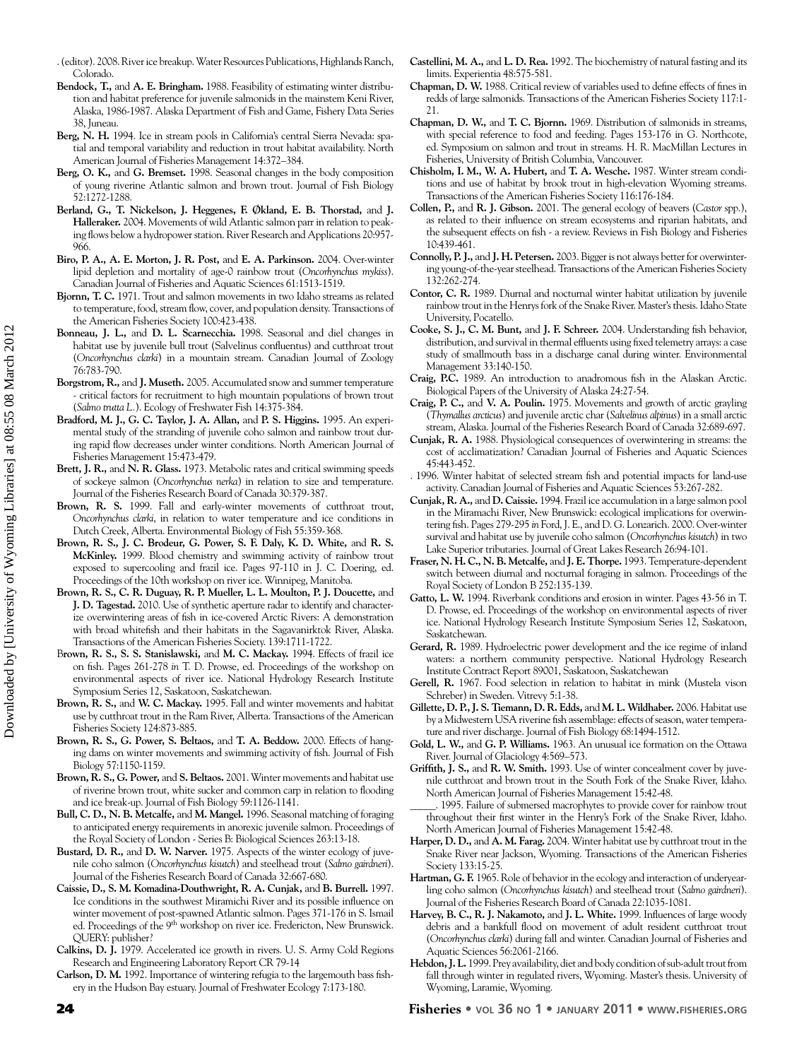. (editor). 2008. River ice breakup. Water Resources Publications, Highlands Ranch, Colorado.

**Bendock, T.,** and **A. E. Bringham.** 1988. Feasibility of estimating winter distribution and habitat preference for juvenile salmonids in the mainstem Keni River, Alaska, 1986-1987. Alaska Department of Fish and Game, Fishery Data Series 38, Juneau.

**Berg, N. H.** 1994. Ice in stream pools in California's central Sierra Nevada: spatial and temporal variability and reduction in trout habitat availability. North American Journal of Fisheries Management 14:372–384.

**Berg, O. K.,** and **G. Bremset.** 1998. Seasonal changes in the body composition of young riverine Atlantic salmon and brown trout. Journal of Fish Biology 52:1272-1288.

**Berland, G., T. Nickelson, J. Heggenes, F. Økland, E. B. Thorstad,** and **J. Halleraker.** 2004. Movements of wild Atlantic salmon parr in relation to peaking flows below a hydropower station. River Research and Applications 20:957-966.

**Biro, P. A., A. E. Morton, J. R. Post,** and **E. A. Parkinson.** 2004. Over-winter lipid depletion and mortality of age-0 rainbow trout (*Oncorhynchus mykiss*). Canadian Journal of Fisheries and Aquatic Sciences 61:1513-1519.

**Bjornn, T. C.** 1971. Trout and salmon movements in two Idaho streams as related to temperature, food, stream flow, cover, and population density. Transactions of the American Fisheries Society 100:423-438.

**Bonneau, J. L.,** and **D. L. Scarnecchia.** 1998. Seasonal and diel changes in habitat use by juvenile bull trout (Salvelinus confluentus) and cutthroat trout (*Oncorhynchus clarki*) in a mountain stream. Canadian Journal of Zoology 76:783-790.

**Borgstrom, R.,** and **J. Museth.** 2005. Accumulated snow and summer temperature - critical factors for recruitment to high mountain populations of brown trout (*Salmo trutta L.*). Ecology of Freshwater Fish 14:375-384.

**Bradford, M. J., G. C. Taylor, J. A. Allan,** and **P. S. Higgins.** 1995. An experimental study of the stranding of juvenile coho salmon and rainbow trout during rapid flow decreases under winter conditions. North American Journal of Fisheries Management 15:473-479.

**Brett, J. R.,** and **N. R. Glass.** 1973. Metabolic rates and critical swimming speeds of sockeye salmon (*Oncorhynchus nerka*) in relation to size and temperature. Journal of the Fisheries Research Board of Canada 30:379-387.

**Brown, R. S.** 1999. Fall and early-winter movements of cutthroat trout, *Oncorhynchus clarki*, in relation to water temperature and ice conditions in Dutch Creek, Alberta. Environmental Biology of Fish 55:359-368.

**Brown, R. S., J. C. Brodeur, G. Power, S. F. Daly, K. D. White,** and **R. S. McKinley.** 1999. Blood chemistry and swimming activity of rainbow trout exposed to supercooling and frazil ice. Pages 97-110 in J. C. Doering, ed. Proceedings of the 10th workshop on river ice. Winnipeg, Manitoba.

**Brown, R. S., C. R. Duguay, R. P. Mueller, L. L. Moulton, P. J. Doucette,** and **J. D. Tagestad.** 2010. Use of synthetic aperture radar to identify and characterize overwintering areas of fish in ice-covered Arctic Rivers: A demonstration with broad whitefish and their habitats in the Sagavanirktok River, Alaska. Transactions of the American Fisheries Society. 139:1711-1722.

**Brown, R. S., S. S. Stanislawski,** and **M. C. Mackay.** 1994. Effects of frazil ice on fish. Pages 261-278 *in* T. D. Prowse, ed. Proceedings of the workshop on environmental aspects of river ice. National Hydrology Research Institute Symposium Series 12, Saskatoon, Saskatchewan.

**Brown, R. S.,** and **W. C. Mackay.** 1995. Fall and winter movements and habitat use by cutthroat trout in the Ram River, Alberta. Transactions of the American Fisheries Society 124:873-885.

**Brown, R. S., G. Power, S. Beltaos,** and **T. A. Beddow.** 2000. Effects of hanging dams on winter movements and swimming activity of fish. Journal of Fish Biology 57:1150-1159.

**Brown, R. S., G. Power,** and **S. Beltaos.** 2001. Winter movements and habitat use of riverine brown trout, white sucker and common carp in relation to flooding and ice break-up. Journal of Fish Biology 59:1126-1141.

**Bull, C. D., N. B. Metcalfe,** and **M. Mangel.** 1996. Seasonal matching of foraging to anticipated energy requirements in anorexic juvenile salmon. Proceedings of the Royal Society of London - Series B: Biological Sciences 263:13-18.

**Bustard, D. R.,** and **D. W. Narver.** 1975. Aspects of the winter ecology of juvenile coho salmon (*Oncorhynchus kisutch*) and steelhead trout (*Salmo gairdneri*). Journal of the Fisheries Research Board of Canada 32:667-680.

**Caissie, D., S. M. Komadina-Douthwright, R. A. Cunjak,** and **B. Burrell.** 1997. Ice conditions in the southwest Miramichi River and its possible influence on winter movement of post-spawned Atlantic salmon. Pages 371-176 in S. Ismail ed. Proceedings of the 9th workshop on river ice. Fredericton, New Brunswick. QUERY: publisher?

**Calkins, D. J.** 1979. Accelerated ice growth in rivers. U. S. Army Cold Regions Research and Engineering Laboratory Report CR 79-14

**Carlson, D. M.** 1992. Importance of wintering refugia to the largemouth bass fishery in the Hudson Bay estuary. Journal of Freshwater Ecology 7:173-180.

**Castellini, M. A.,** and **L. D. Rea.** 1992. The biochemistry of natural fasting and its limits. Experientia 48:575-581.

**Chapman, D. W.** 1988. Critical review of variables used to define effects of fines in redds of large salmonids. Transactions of the American Fisheries Society 117:1-21.

**Chapman, D. W.,** and **T. C. Bjornn.** 1969. Distribution of salmonids in streams, with special reference to food and feeding. Pages 153-176 in G. Northcote, ed. Symposium on salmon and trout in streams. H. R. MacMillan Lectures in Fisheries, University of British Columbia, Vancouver.

**Chisholm, I. M., W. A. Hubert,** and **T. A. Wesche.** 1987. Winter stream conditions and use of habitat by brook trout in high-elevation Wyoming streams. Transactions of the American Fisheries Society 116:176-184.

**Collen, P.,** and **R. J. Gibson.** 2001. The general ecology of beavers (*Castor* spp.), as related to their influence on stream ecosystems and riparian habitats, and the subsequent effects on fish - a review. Reviews in Fish Biology and Fisheries 10:439-461.

**Connolly, P. J.,** and **J. H. Petersen.** 2003. Bigger is not always better for overwintering young-of-the-year steelhead. Transactions of the American Fisheries Society 132:262-274.

**Contor, C. R.** 1989. Diurnal and nocturnal winter habitat utilization by juvenile rainbow trout in the Henrys fork of the Snake River. Master's thesis. Idaho State University, Pocatello.

**Cooke, S. J., C. M. Bunt,** and **J. F. Schreer.** 2004. Understanding fish behavior, distribution, and survival in thermal effluents using fixed telemetry arrays: a case study of smallmouth bass in a discharge canal during winter. Environmental Management 33:140-150.

**Craig, P.C.** 1989. An introduction to anadromous fish in the Alaskan Arctic. Biological Papers of the University of Alaska 24:27-54.

**Craig, P. C.,** and **V. A. Poulin.** 1975. Movements and growth of arctic grayling (*Thymallus arcticus*) and juvenile arctic char (*Salvelinus alpinus*) in a small arctic stream, Alaska. Journal of the Fisheries Research Board of Canada 32:689-697.

**Cunjak, R. A.** 1988. Physiological consequences of overwintering in streams: the cost of acclimatization? Canadian Journal of Fisheries and Aquatic Sciences 45:443-452.

. 1996. Winter habitat of selected stream fish and potential impacts for land-use activity. Canadian Journal of Fisheries and Aquatic Sciences 53:267-282.

**Cunjak, R. A.,** and **D. Caissie.** 1994. Frazil ice accumulation in a large salmon pool in the Miramichi River, New Brunswick: ecological implications for overwintering fish. Pages 279-295 *in* Ford, J. E., and D. G. Lonzarich. 2000. Over-winter survival and habitat use by juvenile coho salmon (*Oncorhynchus kisutch*) in two Lake Superior tributaries. Journal of Great Lakes Research 26:94-101.

**Fraser, N. H. C., N. B. Metcalfe,** and **J. E. Thorpe.** 1993. Temperature-dependent switch between diurnal and nocturnal foraging in salmon. Proceedings of the Royal Society of London B 252:135-139.

**Gatto, L. W.** 1994. Riverbank conditions and erosion in winter. Pages 43-56 in T. D. Prowse, ed. Proceedings of the workshop on environmental aspects of river ice. National Hydrology Research Institute Symposium Series 12, Saskatoon, Saskatchewan.

**Gerard, R.** 1989. Hydroelectric power development and the ice regime of inland waters: a northern community perspective. National Hydrology Research Institute Contract Report 89001, Saskatoon, Saskatchewan

**Gerell, R.** 1967. Food selection in relation to habitat in mink (Mustela vison Schreber) in Sweden. Vitrevy 5:1-38.

**Gillette, D. P., J. S. Tiemann, D. R. Edds,** and **M. L. Wildhaber.** 2006. Habitat use by a Midwestern USA riverine fish assemblage: effects of season, water temperature and river discharge. Journal of Fish Biology 68:1494-1512.

**Gold, L. W.,** and **G. P. Williams.** 1963. An unusual ice formation on the Ottawa River. Journal of Glaciology 4:569–573.

**Griffith, J. S.,** and **R. W. Smith.** 1993. Use of winter concealment cover by juvenile cutthroat and brown trout in the South Fork of the Snake River, Idaho. North American Journal of Fisheries Management 15:42-48.

_____. 1995. Failure of submersed macrophytes to provide cover for rainbow trout throughout their first winter in the Henry's Fork of the Snake River, Idaho. North American Journal of Fisheries Management 15:42-48.

**Harper, D. D.,** and **A. M. Farag.** 2004. Winter habitat use by cutthroat trout in the Snake River near Jackson, Wyoming. Transactions of the American Fisheries Society 133:15-25.

**Hartman, G. F.** 1965. Role of behavior in the ecology and interaction of underyearling coho salmon (*Oncorhynchus kisutch*) and steelhead trout (*Salmo gairdneri*). Journal of the Fisheries Research Board of Canada 22:1035-1081.

**Harvey, B. C., R. J. Nakamoto,** and **J. L. White.** 1999. Influences of large woody debris and a bankfull flood on movement of adult resident cutthroat trout (*Oncorhynchus clarki*) during fall and winter. Canadian Journal of Fisheries and Aquatic Sciences 56:2061-2166.

**Hebdon, J. L.** 1999. Prey availability, diet and body condition of sub-adult trout from fall through winter in regulated rivers, Wyoming. Master's thesis. University of Wyoming, Laramie, Wyoming.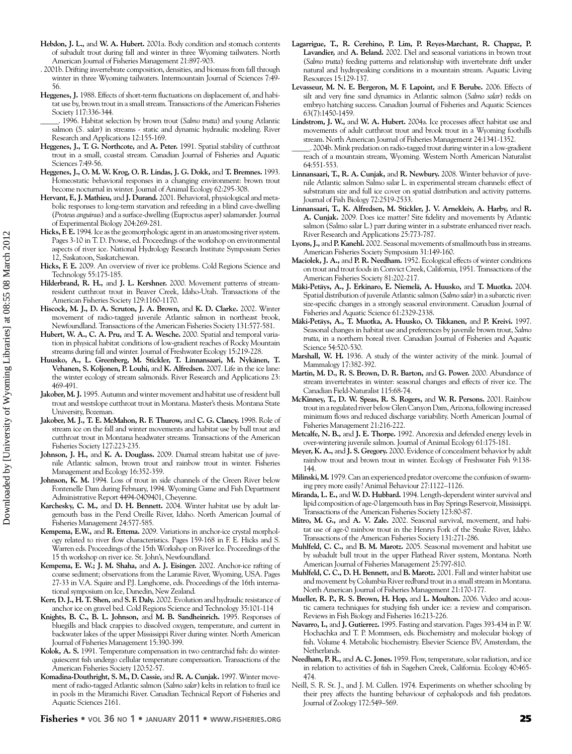**Hebdon, J. L.,** and **W. A. Hubert.** 2001a. Body condition and stomach contents of subadult trout during fall and winter in three Wyoming tailwaters. North American Journal of Fisheries Management 21:897-903.

. 2001b. Drifting invertebrate composition, densities, and biomass from fall through winter in three Wyoming tailwaters. Intermountain Journal of Sciences 7:49-56.

**Heggenes, J.** 1988. Effects of short-term fluctuations on displacement of, and habitat use by, brown trout in a small stream. Transactions of the American Fisheries Society 117:336-344.

_____. 1996. Habitat selection by brown trout (*Salmo trutta*) and young Atlantic salmon (*S. salar*) in streams - static and dynamic hydraulic modeling. River Research and Applications 12:155-169.

**Heggenes, J., T. G. Northcote,** and **A. Peter.** 1991. Spatial stability of cutthroat trout in a small, coastal stream. Canadian Journal of Fisheries and Aquatic Sciences 7:49-56.

**Heggenes, J., O. M. W. Krog, O. R. Lindas, J. G. Dokk,** and **T. Bremnes.** 1993. Homeostatic behavioral responses in a changing environment: brown trout become nocturnal in winter. Journal of Animal Ecology 62:295-308.

**Hervant, F., J. Mathieu,** and **J. Durand.** 2001. Behavioral, physiological and metabolic responses to long-term starvation and refeeding in a blind cave-dwelling (*Proteus anguinus*) and a surface-dwelling (Euproctus asper) salamander. Journal of Experimental Biology 204:269-281.

**Hicks, F. E.** 1994. Ice as the geomorphologic agent in an anastomosing river system. Pages 3-10 in T. D. Prowse, ed. Proceedings of the workshop on environmental aspects of river ice. National Hydrology Research Institute Symposium Series 12, Saskatoon, Saskatchewan.

**Hicks, F. E.** 2009. An overview of river ice problems. Cold Regions Science and Technology 55:175-185.

**Hilderbrand, R. H.,** and **J. L. Kershner.** 2000. Movement patterns of stream-resident cutthroat trout in Beaver Creek, Idaho-Utah. Transactions of the American Fisheries Society 129:1160-1170.

**Hiscock, M. J., D. A. Scruton, J. A. Brown,** and **K. D. Clarke.** 2002. Winter movement of radio-tagged juvenile Atlantic salmon in northeast brook, Newfoundland. Transactions of the American Fisheries Society 131:577-581.

**Hubert, W. A., C. A. Pru,** and **T. A. Wesche.** 2000. Spatial and temporal variation in physical habitat conditions of low-gradient reaches of Rocky Mountain streams during fall and winter. Journal of Freshwater Ecology 15:219-228.

**Huusko, A., L. Greenberg, M. Stickler, T. Linnansaari, M. Nykänen, T. Vehanen, S. Koljonen, P. Louhi,** and **K. Alfredsen.** 2007. Life in the ice lane: the winter ecology of stream salmonids. River Research and Applications 23: 469-491.

**Jakober, M. J.** 1995. Autumn and winter movement and habitat use of resident bull trout and westslope cutthroat trout in Montana. Master's thesis. Montana State University, Bozeman.

**Jakober, M. J., T. E. McMahon, R. F. Thurow,** and **C. G. Clancy.** 1998. Role of stream ice on the fall and winter movements and habitat use by bull trout and cutthroat trout in Montana headwater streams. Transactions of the American Fisheries Society 127:223-235.

**Johnson, J. H.,** and **K. A. Douglass.** 2009. Diurnal stream habitat use of juvenile Atlantic salmon, brown trout and rainbow trout in winter. Fisheries Management and Ecology 16:352-359.

**Johnson, K. M.** 1994. Loss of trout in side channels of the Green River below Fontenelle Dam during February, 1994. Wyoming Game and Fish Department Administrative Report 4494-0409401, Cheyenne.

**Karchesky, C. M.,** and **D. H. Bennett.** 2004. Winter habitat use by adult largemouth bass in the Pend Oreille River, Idaho. North American Journal of Fisheries Management 24:577-585.

**Kempema, E.W.,** and **R. Ettema.** 2009. Variations in anchor-ice crystal morphology related to river flow characteristics. Pages 159-168 in F. E. Hicks and S. Warren eds. Proceedings of the 15th Workshop on River Ice. Proceedings of the 15 th workshop on river ice. St. John's, Newfoundland.

**Kempema, E. W.; J. M. Shaha,** and **A. J. Eisinger.** 2002. Anchor-ice rafting of coarse sediment; observations from the Laramie River, Wyoming, USA. Pages 27-33 in V.A. Squire and P.J. Langhorne, eds. Proceedings of the 16th international symposium on Ice, Dunedin, New Zealand.

**Kerr, D. J., H. T. Shen,** and **S. F. Daly.** 2002. Evolution and hydraulic resistance of anchor ice on gravel bed. Cold Regions Science and Technology 35:101-114

**Knights, B. C., B. L. Johnson,** and **M. B. Sandheinrich.** 1995. Responses of bluegills and black crappies to dissolved oxygen, temperature, and current in backwater lakes of the upper Mississippi River during winter. North American Journal of Fisheries Management 15:390-399.

**Kolok, A. S.** 1991. Temperature compensation in two centrarchid fish: do winter-quiescent fish undergo cellular temperature compensation. Transactions of the American Fisheries Society 120:52-57.

**Komadina-Douthright, S. M., D. Cassie,** and **R. A. Cunjak.** 1997. Winter movement of radio-tagged Atlantic salmon (*Salmo salar*) kelts in relation to frazil ice in pools in the Miramichi River. Canadian Technical Report of Fisheries and Aquatic Sciences 2161.

**Lagarrigue, T., R. Cerehino, P. Lim, P. Reyes-Marchant, R. Chappaz, P. Lavandier,** and **A. Beland.** 2002. Diel and seasonal variations in brown trout (*Salmo trutta*) feeding patterns and relationship with invertebrate drift under natural and hydropeaking conditions in a mountain stream. Aquatic Living Resources 15:129-137.

**Levasseur, M. N. E. Bergeron, M. F. Lapoint,** and **F. Berube.** 2006. Effects of silt and very fine sand dynamics in Atlantic salmon (*Salmo salar*) redds on embryo hatching success. Canadian Journal of Fisheries and Aquatic Sciences 63(7):1450-1459.

**Lindstrom, J. W.,** and **W. A. Hubert.** 2004a. Ice processes affect habitat use and movements of adult cutthroat trout and brook trout in a Wyoming foothills stream. North American Journal of Fisheries Management 24:1341-1352.

_____. 2004b. Mink predation on radio-tagged trout during winter in a low-gradient reach of a mountain stream, Wyoming. Western North American Naturalist 64:551-553.

**Linnansaari, T., R. A. Cunjak,** and **R. Newbury.** 2008. Winter behavior of juvenile Atlantic salmon Salmo salar L. in experimental stream channels: effect of substratum size and full ice cover on spatial distribution and activity patterns. Journal of Fish Biology 72:2519-2533.

**Linnansaari, T., K. Alfredsen, M. Stickler, J. V. Arnekleiv, A. Harby,** and **R. A. Cunjak.** 2009. Does ice matter? Site fidelity and movements by Atlantic salmon (Salmo salar L.) parr during winter in a substrate enhanced river reach. River Research and Applications 25:773-787.

**Lyons, J.,** and **P. Kanehl.** 2002. Seasonal movements of smallmouth bass in streams. American Fisheries Society Symposium 31:149-160.

**Maciolek, J. A.,** and **P. R. Needham.** 1952. Ecological effects of winter conditions on trout and trout foods in Convict Creek, California, 1951. Transactions of the American Fisheries Society 81:202-217.

**Mäki-Petäys, A., J. Erkinaro, E. Niemelä, A. Huusko,** and **T. Muotka.** 2004. Spatial distribution of juvenile Atlantic salmon (*Salmo salar*) in a subarctic river: size-specific changes in a strongly seasonal environment. Canadian Journal of Fisheries and Aquatic Science 61:2329-2338.

**Mäki-Petäys, A., T. Muotka, A. Huusko, O. Tikkanen,** and **P. Kreivi.** 1997. Seasonal changes in habitat use and preferences by juvenile brown trout, *Salmo trutta*, in a northern boreal river. Canadian Journal of Fisheries and Aquatic Science 54:520-530.

**Marshall, W. H.** 1936. A study of the winter activity of the mink. Journal of Mammalogy 17:382-392.

**Martin, M. D., R. S. Brown, D. R. Barton,** and **G. Power.** 2000. Abundance of stream invertebrates in winter: seasonal changes and effects of river ice. The Canadian Field-Naturalist 115:68-74.

**McKinney, T., D. W. Speas, R. S. Rogers,** and **W. R. Persons.** 2001. Rainbow trout in a regulated river below Glen Canyon Dam, Arizona, following increased minimum flows and reduced discharge variability. North American Journal of Fisheries Management 21:216-222.

**Metcalfe, N. B.,** and **J. E. Thorpe.** 1992. Anorexia and defended energy levels in over-wintering juvenile salmon. Journal of Animal Ecology 61:175-181.

**Meyer, K. A.,** and **J. S. Gregory.** 2000. Evidence of concealment behavior by adult rainbow trout and brown trout in winter. Ecology of Freshwater Fish 9:138-144.

**Milinski, M.** 1979. Can an experienced predator overcome the confusion of swarming prey more easily? Animal Behaviour 27:1122–1126.

**Miranda, L. E.,** and **W. D. Hubbard.** 1994. Length-dependent winter survival and lipid composition of age-0 largemouth bass in Bay Springs Reservoir, Mississippi. Transactions of the American Fisheries Society 123:80-87.

**Mitro, M. G.,** and **A. V. Zale.** 2002. Seasonal survival, movement, and habitat use of age-0 rainbow trout in the Henrys Fork of the Snake River, Idaho. Transactions of the American Fisheries Society 131:271-286.

**Muhlfeld, C. C.,** and **B. M. Marotz.** 2005. Seasonal movement and habitat use by subadult bull trout in the upper Flathead River system, Montana. North American Journal of Fisheries Management 25:797-810.

**Muhlfeld, C. C., D. H. Bennett,** and **B. Marotz.** 2001. Fall and winter habitat use and movement by Columbia River redband trout in a small stream in Montana. North American Journal of Fisheries Management 21:170-177.

**Mueller, R. P., R. S. Brown, H. Hop,** and **L. Moulton.** 2006. Video and acoustic camera techniques for studying fish under ice: a review and comparison. Reviews in Fish Biology and Fisheries 16:213-226.

**Navarro, I.,** and **J. Gutierrez.** 1995. Fasting and starvation. Pages 393-434 in P. W. Hochachka and T. P. Mommsen, eds. Biochemistry and molecular biology of fish. Volume 4. Metabolic biochemistry. Elsevier Science BV, Amsterdam, the Netherlands.

**Needham, P. R.,** and **A. C. Jones.** 1959. Flow, temperature, solar radiation, and ice in relation to activities of fish in Sagehen Creek, California. Ecology 40:465-474.

Neill, S. R. St. J., and J. M. Cullen. 1974. Experiments on whether schooling by their prey affects the hunting behaviour of cephalopods and fish predators. Journal of Zoology 172:549–569.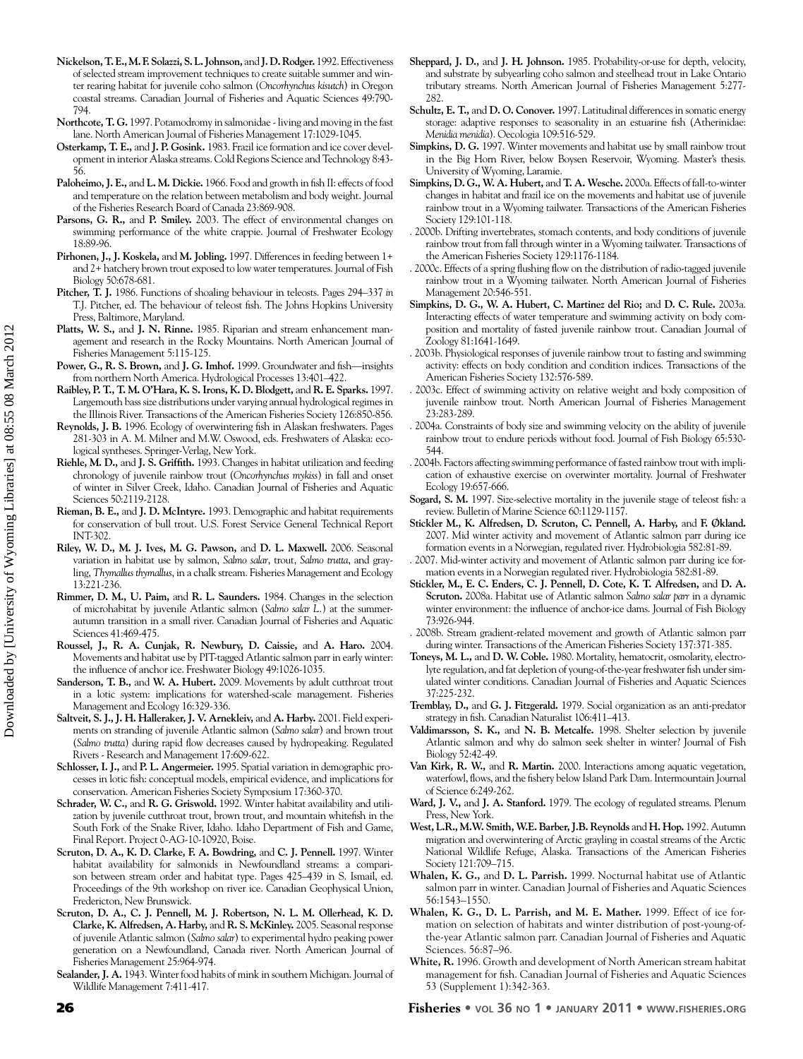**Nickelson, T. E., M. F. Solazzi, S. L. Johnson,** and **J. D. Rodger.** 1992. Effectiveness of selected stream improvement techniques to create suitable summer and winter rearing habitat for juvenile coho salmon (*Oncorhynchus kisutch*) in Oregon coastal streams. Canadian Journal of Fisheries and Aquatic Sciences 49:790-794.

**Northcote, T. G.** 1997. Potamodromy in salmonidae - living and moving in the fast lane. North American Journal of Fisheries Management 17:1029-1045.

**Osterkamp, T. E.,** and **J. P. Gosink.** 1983. Frazil ice formation and ice cover development in interior Alaska streams. Cold Regions Science and Technology 8:43-56.

**Paloheimo, J. E.,** and **L. M. Dickie.** 1966. Food and growth in fish II: effects of food and temperature on the relation between metabolism and body weight. Journal of the Fisheries Research Board of Canada 23:869-908.

**Parsons, G. R.,** and **P. Smiley.** 2003. The effect of environmental changes on swimming performance of the white crappie. Journal of Freshwater Ecology 18:89-96.

**Pirhonen, J., J. Koskela,** and **M. Jobling.** 1997. Differences in feeding between 1+ and 2+ hatchery brown trout exposed to low water temperatures. Journal of Fish Biology 50:678-681.

**Pitcher, T. J.** 1986. Functions of shoaling behaviour in teleosts. Pages 294–337 *in* T.J. Pitcher, ed. The behaviour of teleost fish. The Johns Hopkins University Press, Baltimore, Maryland.

**Platts, W. S.,** and **J. N. Rinne.** 1985. Riparian and stream enhancement management and research in the Rocky Mountains. North American Journal of Fisheries Management 5:115-125.

**Power, G., R. S. Brown,** and **J. G. Imhof.** 1999. Groundwater and fish—insights from northern North America. Hydrological Processes 13:401–422.

**Raibley, P. T., T. M. O'Hara, K. S. Irons, K. D. Blodgett,** and **R. E. Sparks.** 1997. Largemouth bass size distributions under varying annual hydrological regimes in the Illinois River. Transactions of the American Fisheries Society 126:850-856.

**Reynolds, J. B.** 1996. Ecology of overwintering fish in Alaskan freshwaters. Pages 281-303 in A. M. Milner and M.W. Oswood, eds. Freshwaters of Alaska: ecological syntheses. Springer-Verlag, New York.

**Riehle, M. D.,** and **J. S. Griffith.** 1993. Changes in habitat utilization and feeding chronology of juvenile rainbow trout (*Oncorhynchus mykiss*) in fall and onset of winter in Silver Creek, Idaho. Canadian Journal of Fisheries and Aquatic Sciences 50:2119-2128.

**Rieman, B. E.,** and **J. D. McIntyre.** 1993. Demographic and habitat requirements for conservation of bull trout. U.S. Forest Service General Technical Report INT-302.

**Riley, W. D., M. J. Ives, M. G. Pawson,** and **D. L. Maxwell.** 2006. Seasonal variation in habitat use by salmon, *Salmo salar*, trout, *Salmo trutta*, and grayling, *Thymallus thymallus*, in a chalk stream. Fisheries Management and Ecology 13:221-236.

**Rimmer, D. M., U. Paim,** and **R. L. Saunders.** 1984. Changes in the selection of microhabitat by juvenile Atlantic salmon (*Salmo salar L.*) at the summer-autumn transition in a small river. Canadian Journal of Fisheries and Aquatic Sciences 41:469-475.

**Roussel, J., R. A. Cunjak, R. Newbury, D. Caissie,** and **A. Haro.** 2004. Movements and habitat use by PIT-tagged Atlantic salmon parr in early winter: the influence of anchor ice. Freshwater Biology 49:1026-1035.

**Sanderson, T. B.,** and **W. A. Hubert.** 2009. Movements by adult cutthroat trout in a lotic system: implications for watershed-scale management. Fisheries Management and Ecology 16:329-336.

**Saltveit, S. J., J. H. Halleraker, J. V. Arnekleiv,** and **A. Harby.** 2001. Field experiments on stranding of juvenile Atlantic salmon (*Salmo salar*) and brown trout (*Salmo trutta*) during rapid flow decreases caused by hydropeaking. Regulated Rivers - Research and Management 17:609-622.

**Schlosser, I. J.,** and **P. L. Angermeier.** 1995. Spatial variation in demographic processes in lotic fish: conceptual models, empirical evidence, and implications for conservation. American Fisheries Society Symposium 17:360-370.

**Schrader, W. C.,** and **R. G. Griswold.** 1992. Winter habitat availability and utilization by juvenile cutthroat trout, brown trout, and mountain whitefish in the South Fork of the Snake River, Idaho. Idaho Department of Fish and Game, Final Report. Project 0-AG-10-10920, Boise.

**Scruton, D. A., K. D. Clarke, F. A. Bowdring,** and **C. J. Pennell.** 1997. Winter habitat availability for salmonids in Newfoundland streams: a comparison between stream order and habitat type. Pages 425–439 in S. Ismail, ed. Proceedings of the 9th workshop on river ice. Canadian Geophysical Union, Fredericton, New Brunswick.

**Scruton, D. A., C. J. Pennell, M. J. Robertson, N. L. M. Ollerhead, K. D. Clarke, K. Alfredsen, A. Harby,** and **R. S. McKinley.** 2005. Seasonal response of juvenile Atlantic salmon (*Salmo salar*) to experimental hydro peaking power generation on a Newfoundland, Canada river. North American Journal of Fisheries Management 25:964-974.

**Sealander, J. A.** 1943. Winter food habits of mink in southern Michigan. Journal of Wildlife Management 7:411-417.

**Sheppard, J. D.,** and **J. H. Johnson.** 1985. Probability-or-use for depth, velocity, and substrate by subyearling coho salmon and steelhead trout in Lake Ontario tributary streams. North American Journal of Fisheries Management 5:277-282.

**Schultz, E. T.,** and **D. O. Conover.** 1997. Latitudinal differences in somatic energy storage: adaptive responses to seasonality in an estuarine fish (Atherinidae: *Menidia menidia*). Oecologia 109:516-529.

**Simpkins, D. G.** 1997. Winter movements and habitat use by small rainbow trout in the Big Horn River, below Boysen Reservoir, Wyoming. Master's thesis. University of Wyoming, Laramie.

**Simpkins, D. G., W. A. Hubert,** and **T. A. Wesche.** 2000a. Effects of fall-to-winter changes in habitat and frazil ice on the movements and habitat use of juvenile rainbow trout in a Wyoming tailwater. Transactions of the American Fisheries Society 129:101-118.

. 2000b. Drifting invertebrates, stomach contents, and body conditions of juvenile rainbow trout from fall through winter in a Wyoming tailwater. Transactions of the American Fisheries Society 129:1176-1184.

. 2000c. Effects of a spring flushing flow on the distribution of radio-tagged juvenile rainbow trout in a Wyoming tailwater. North American Journal of Fisheries Management 20:546-551.

**Simpkins, D. G., W. A. Hubert, C. Martinez del Rio;** and **D. C. Rule.** 2003a. Interacting effects of water temperature and swimming activity on body composition and mortality of fasted juvenile rainbow trout. Canadian Journal of Zoology 81:1641-1649.

. 2003b. Physiological responses of juvenile rainbow trout to fasting and swimming activity: effects on body condition and condition indices. Transactions of the American Fisheries Society 132:576-589.

. 2003c. Effect of swimming activity on relative weight and body composition of juvenile rainbow trout. North American Journal of Fisheries Management 23:283-289.

. 2004a. Constraints of body size and swimming velocity on the ability of juvenile rainbow trout to endure periods without food. Journal of Fish Biology 65:530-544.

. 2004b. Factors affecting swimming performance of fasted rainbow trout with implication of exhaustive exercise on overwinter mortality. Journal of Freshwater Ecology 19:657-666.

**Sogard, S. M.** 1997. Size-selective mortality in the juvenile stage of teleost fish: a review. Bulletin of Marine Science 60:1129-1157.

**Stickler M., K. Alfredsen, D. Scruton, C. Pennell, A. Harby,** and **F. Økland.** 2007. Mid winter activity and movement of Atlantic salmon parr during ice formation events in a Norwegian, regulated river. Hydrobiologia 582:81-89.

. 2007. Mid-winter activity and movement of Atlantic salmon parr during ice formation events in a Norwegian regulated river. Hydrobiologia 582:81-89.

**Stickler, M., E. C. Enders, C. J. Pennell, D. Cote, K. T. Alfredsen,** and **D. A. Scruton.** 2008a. Habitat use of Atlantic salmon *Salmo salar parr* in a dynamic winter environment: the influence of anchor-ice dams. Journal of Fish Biology 73:926-944.

. 2008b. Stream gradient-related movement and growth of Atlantic salmon parr during winter. Transactions of the American Fisheries Society 137:371-385.

**Toneys, M. L.,** and **D. W. Coble.** 1980. Mortality, hematocrit, osmolarity, electrolyte regulation, and fat depletion of young-of-the-year freshwater fish under simulated winter conditions. Canadian Journal of Fisheries and Aquatic Sciences 37:225-232.

**Tremblay, D.,** and **G. J. Fitzgerald.** 1979. Social organization as an anti-predator strategy in fish. Canadian Naturalist 106:411–413.

**Valdimarsson, S. K.,** and **N. B. Metcalfe.** 1998. Shelter selection by juvenile Atlantic salmon and why do salmon seek shelter in winter? Journal of Fish Biology 52:42-49.

**Van Kirk, R. W.,** and **R. Martin.** 2000. Interactions among aquatic vegetation, waterfowl, flows, and the fishery below Island Park Dam. Intermountain Journal of Science 6:249-262.

**Ward, J. V.,** and **J. A. Stanford.** 1979. The ecology of regulated streams. Plenum Press, New York.

**West, L.R., M.W. Smith, W.E. Barber, J.B. Reynolds** and **H. Hop.** 1992. Autumn migration and overwintering of Arctic grayling in coastal streams of the Arctic National Wildlife Refuge, Alaska. Transactions of the American Fisheries Society 121:709–715.

**Whalen, K. G.,** and **D. L. Parrish.** 1999. Nocturnal habitat use of Atlantic salmon parr in winter. Canadian Journal of Fisheries and Aquatic Sciences 56:1543–1550.

**Whalen, K. G., D. L. Parrish, and M. E. Mather.** 1999. Effect of ice formation on selection of habitats and winter distribution of post-young-of-the-year Atlantic salmon parr. Canadian Journal of Fisheries and Aquatic Sciences. 56:87–96.

**White, R.** 1996. Growth and development of North American stream habitat management for fish. Canadian Journal of Fisheries and Aquatic Sciences 53 (Supplement 1):342-363.